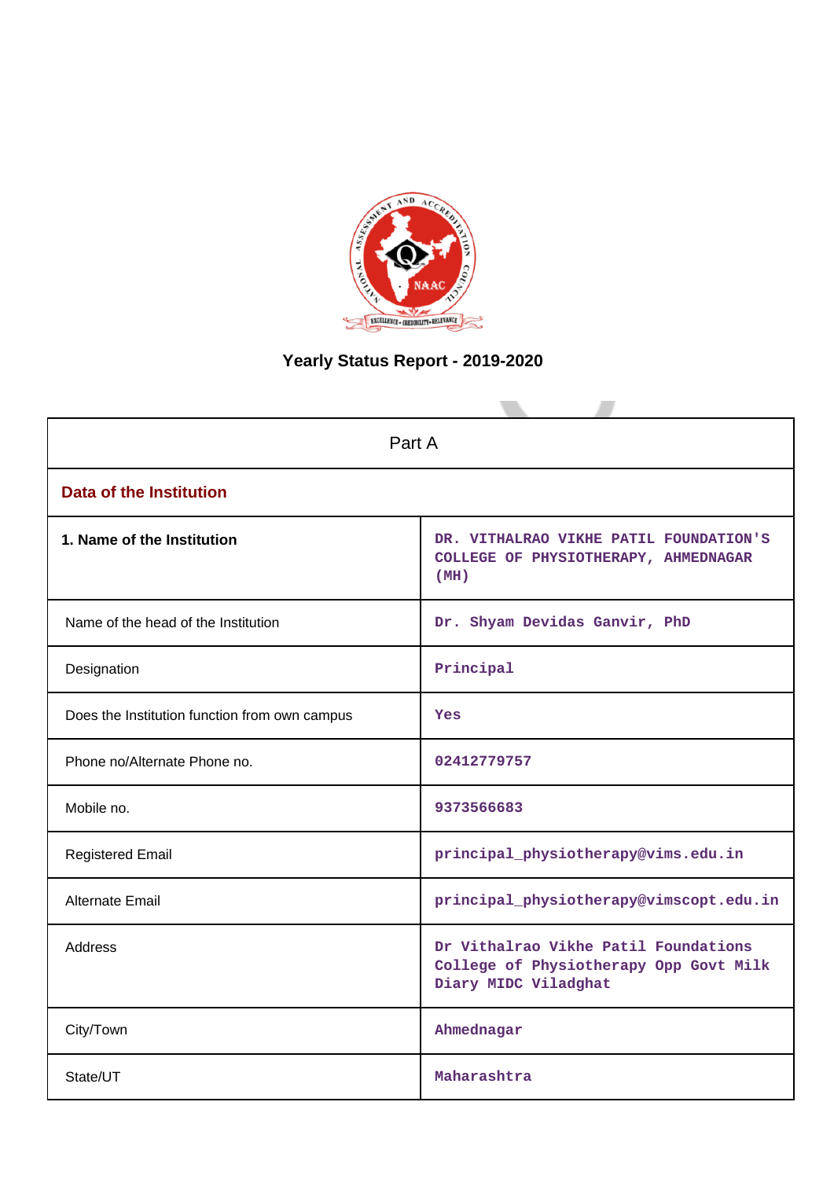# Yearly Status Report - 2019-2020

| Part A | |
|---|---|
| **Data of the Institution** | |
| **1. Name of the Institution** | DR. VITHALRAO VIKHE PATIL FOUNDATION'S COLLEGE OF PHYSIOTHERAPY, AHMEDNAGAR (MH) |
| Name of the head of the Institution | Dr. Shyam Devidas Ganvir, PhD |
| Designation | Principal |
| Does the Institution function from own campus | Yes |
| Phone no/Alternate Phone no. | 02412779757 |
| Mobile no. | 9373566683 |
| Registered Email | principal_physiotherapy@vims.edu.in |
| Alternate Email | principal_physiotherapy@vimscopt.edu.in |
| Address | Dr Vithalrao Vikhe Patil Foundations College of Physiotherapy Opp Govt Milk Diary MIDC Viladghat |
| City/Town | Ahmednagar |
| State/UT | Maharashtra |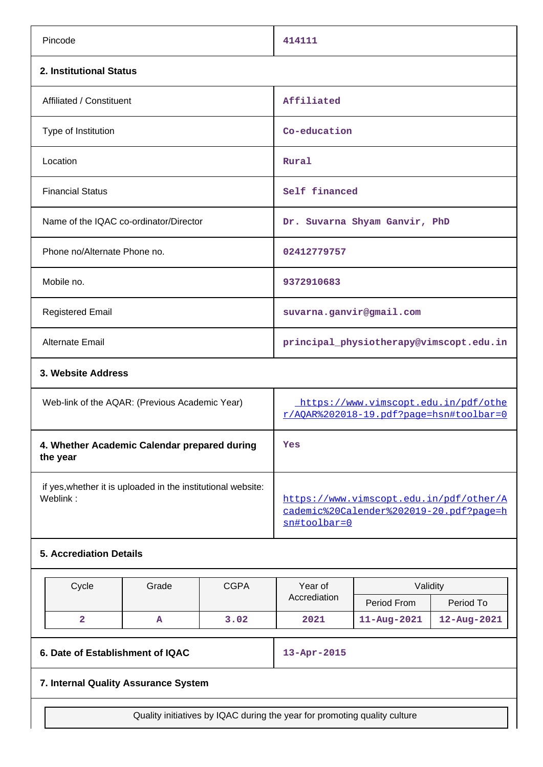| | |
|---|---|
| Pincode | 414111 |

**2. Institutional Status**

| | |
|---|---|
| Affiliated / Constituent | Affiliated |
| Type of Institution | Co-education |
| Location | Rural |
| Financial Status | Self financed |
| Name of the IQAC co-ordinator/Director | Dr. Suvarna Shyam Ganvir, PhD |
| Phone no/Alternate Phone no. | 02412779757 |
| Mobile no. | 9372910683 |
| Registered Email | suvarna.ganvir@gmail.com |
| Alternate Email | principal_physiotherapy@vimscopt.edu.in |

**3. Website Address**

| | |
|---|---|
| Web-link of the AQAR: (Previous Academic Year) | https://www.vimscopt.edu.in/pdf/other/AQAR%202018-19.pdf?page=hsn#toolbar=0 |
| **4. Whether Academic Calendar prepared during the year** | Yes |
| if yes,whether it is uploaded in the institutional website: Weblink : | https://www.vimscopt.edu.in/pdf/other/Academic%20Calender%202019-20.pdf?page=hsn#toolbar=0 |

**5. Accreditation Details**

| Cycle | Grade | CGPA | Year of Accreditation | Validity | |
|---|---|---|---|---|---|
| | | | | Period From | Period To |
| 2 | A | 3.02 | 2021 | 11-Aug-2021 | 12-Aug-2021 |

| | |
|---|---|
| **6. Date of Establishment of IQAC** | 13-Apr-2015 |

**7. Internal Quality Assurance System**

| Quality initiatives by IQAC during the year for promoting quality culture |
|---|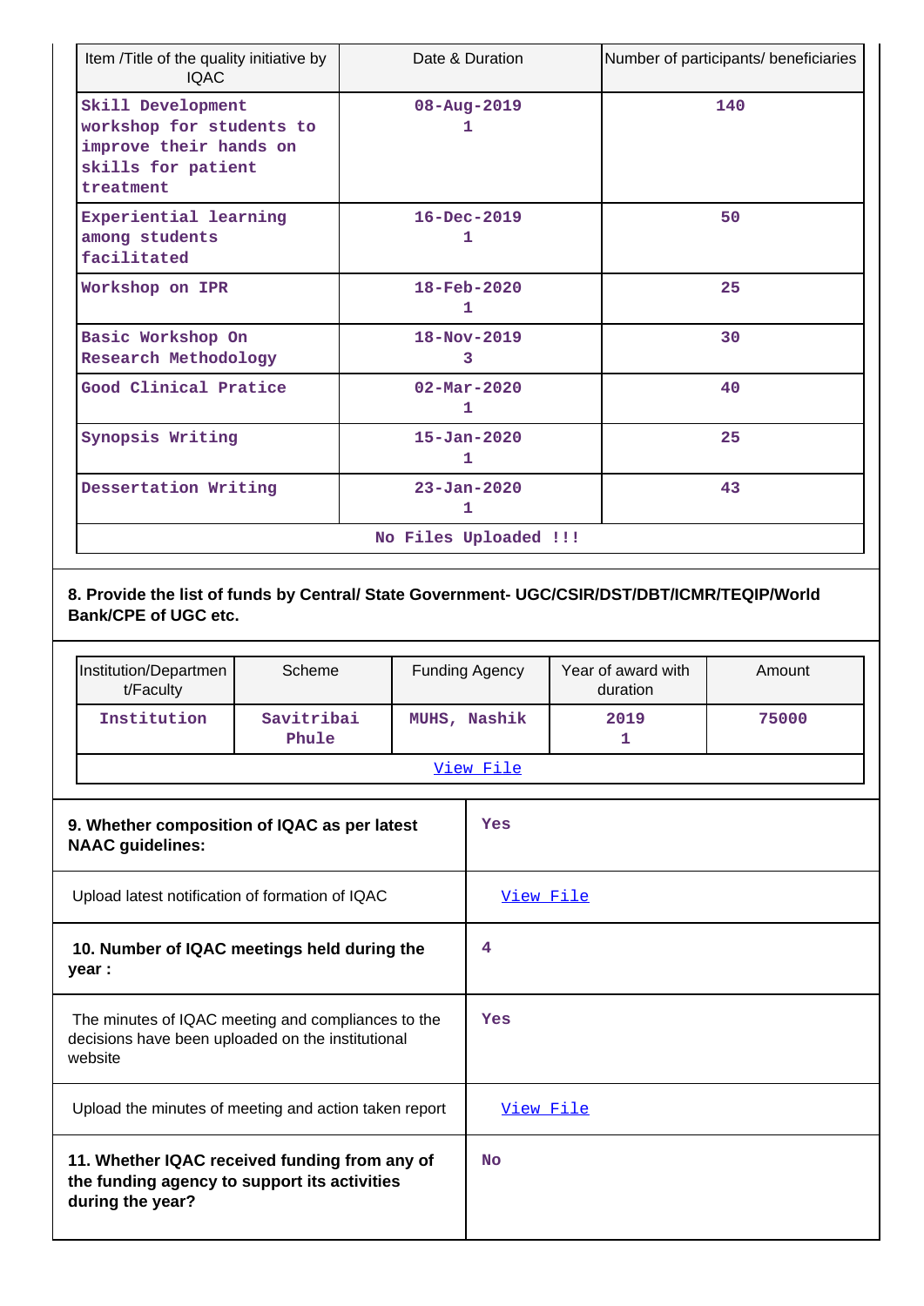| Item /Title of the quality initiative by IQAC | Date & Duration | Number of participants/ beneficiaries |
|---|---|---|
| Skill Development workshop for students to improve their hands on skills for patient treatment | 08-Aug-2019<br>1 | 140 |
| Experiential learning among students facilitated | 16-Dec-2019<br>1 | 50 |
| Workshop on IPR | 18-Feb-2020<br>1 | 25 |
| Basic Workshop On Research Methodology | 18-Nov-2019<br>3 | 30 |
| Good Clinical Pratice | 02-Mar-2020<br>1 | 40 |
| Synopsis Writing | 15-Jan-2020<br>1 | 25 |
| Dessertation Writing | 23-Jan-2020<br>1 | 43 |
| No Files Uploaded !!! | | |

**8. Provide the list of funds by Central/ State Government- UGC/CSIR/DST/DBT/ICMR/TEQIP/World Bank/CPE of UGC etc.**

| Institution/Department/Faculty | Scheme | Funding Agency | Year of award with duration | Amount |
|---|---|---|---|---|
| Institution | Savitribai Phule | MUHS, Nashik | 2019<br>1 | 75000 |
| View File | | | | |

| | |
|---|---|
| **9. Whether composition of IQAC as per latest NAAC guidelines:** | Yes |
| Upload latest notification of formation of IQAC | View File |
| **10. Number of IQAC meetings held during the year :** | 4 |
| The minutes of IQAC meeting and compliances to the decisions have been uploaded on the institutional website | Yes |
| Upload the minutes of meeting and action taken report | View File |
| **11. Whether IQAC received funding from any of the funding agency to support its activities during the year?** | No |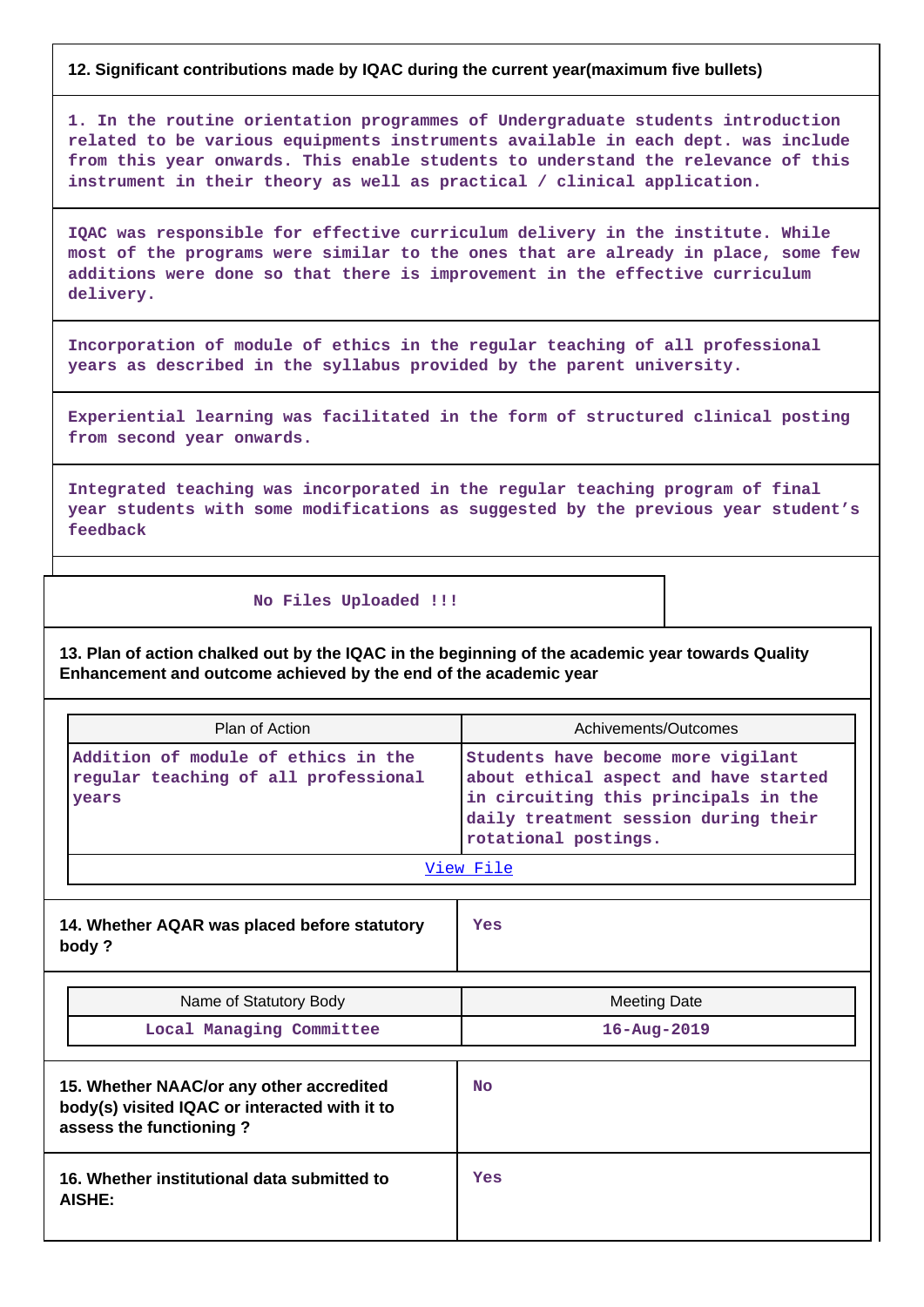**12. Significant contributions made by IQAC during the current year(maximum five bullets)**

1. In the routine orientation programmes of Undergraduate students introduction related to be various equipments instruments available in each dept. was include from this year onwards. This enable students to understand the relevance of this instrument in their theory as well as practical / clinical application.

IQAC was responsible for effective curriculum delivery in the institute. While most of the programs were similar to the ones that are already in place, some few additions were done so that there is improvement in the effective curriculum delivery.

Incorporation of module of ethics in the regular teaching of all professional years as described in the syllabus provided by the parent university.

Experiential learning was facilitated in the form of structured clinical posting from second year onwards.

Integrated teaching was incorporated in the regular teaching program of final year students with some modifications as suggested by the previous year student's feedback

No Files Uploaded !!!

**13. Plan of action chalked out by the IQAC in the beginning of the academic year towards Quality Enhancement and outcome achieved by the end of the academic year**

| Plan of Action | Achivements/Outcomes |
|---|---|
| Addition of module of ethics in the regular teaching of all professional years | Students have become more vigilant about ethical aspect and have started in circuiting this principals in the daily treatment session during their rotational postings. |

View File

| **14. Whether AQAR was placed before statutory body ?** | Yes |
|---|---|

| Name of Statutory Body | Meeting Date |
|---|---|
| Local Managing Committee | 16-Aug-2019 |

| **15. Whether NAAC/or any other accredited body(s) visited IQAC or interacted with it to assess the functioning ?** | No |
|---|---|
| **16. Whether institutional data submitted to AISHE:** | Yes |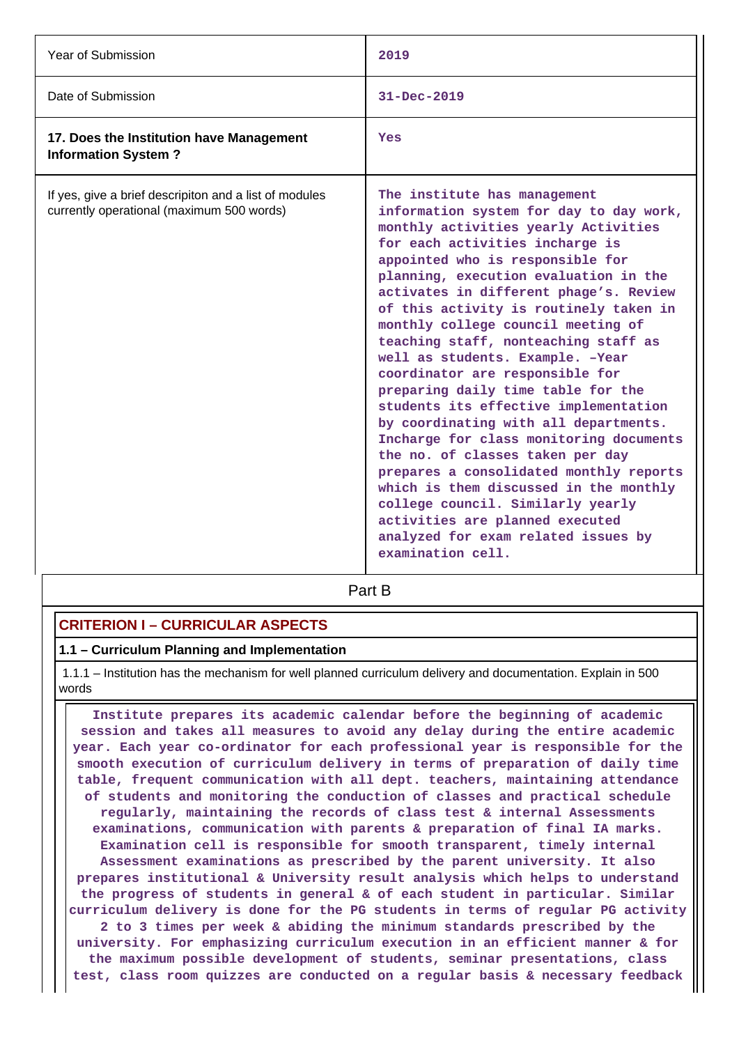| | |
|---|---|
| Year of Submission | 2019 |
| Date of Submission | 31-Dec-2019 |
| **17. Does the Institution have Management Information System ?** | Yes |
| If yes, give a brief descripiton and a list of modules currently operational (maximum 500 words) | The institute has management information system for day to day work, monthly activities yearly Activities for each activities incharge is appointed who is responsible for planning, execution evaluation in the activates in different phage's. Review of this activity is routinely taken in monthly college council meeting of teaching staff, nonteaching staff as well as students. Example. –Year coordinator are responsible for preparing daily time table for the students its effective implementation by coordinating with all departments. Incharge for class monitoring documents the no. of classes taken per day prepares a consolidated monthly reports which is them discussed in the monthly college council. Similarly yearly activities are planned executed analyzed for exam related issues by examination cell. |

## Part B

### CRITERION I – CURRICULAR ASPECTS

#### 1.1 – Curriculum Planning and Implementation

1.1.1 – Institution has the mechanism for well planned curriculum delivery and documentation. Explain in 500 words

Institute prepares its academic calendar before the beginning of academic session and takes all measures to avoid any delay during the entire academic year. Each year co-ordinator for each professional year is responsible for the smooth execution of curriculum delivery in terms of preparation of daily time table, frequent communication with all dept. teachers, maintaining attendance of students and monitoring the conduction of classes and practical schedule regularly, maintaining the records of class test & internal Assessments examinations, communication with parents & preparation of final IA marks. Examination cell is responsible for smooth transparent, timely internal Assessment examinations as prescribed by the parent university. It also prepares institutional & University result analysis which helps to understand the progress of students in general & of each student in particular. Similar curriculum delivery is done for the PG students in terms of regular PG activity 2 to 3 times per week & abiding the minimum standards prescribed by the university. For emphasizing curriculum execution in an efficient manner & for the maximum possible development of students, seminar presentations, class test, class room quizzes are conducted on a regular basis & necessary feedback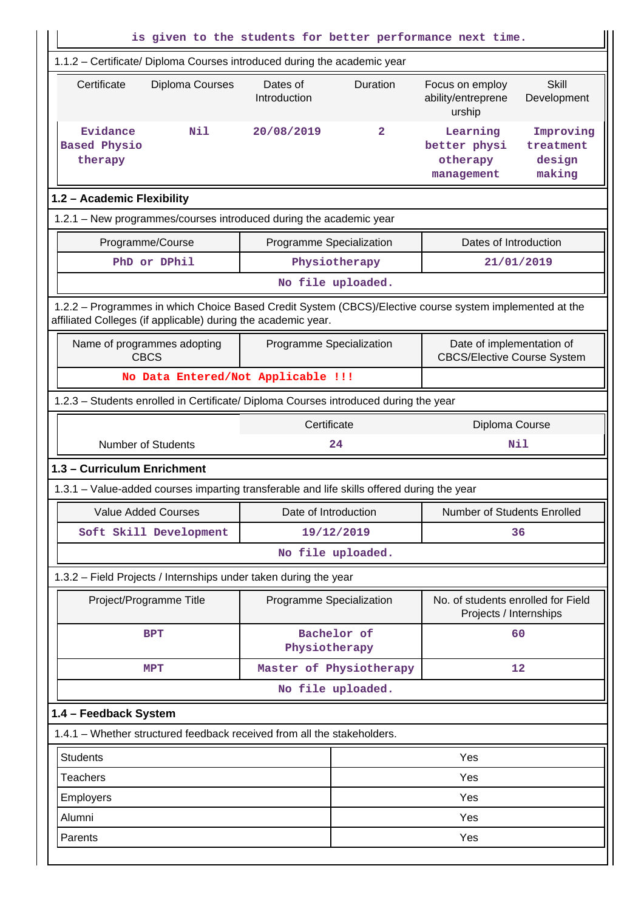is given to the students for better performance next time.

1.1.2 – Certificate/ Diploma Courses introduced during the academic year

| Certificate | Diploma Courses | Dates of Introduction | Duration | Focus on employ ability/entreprene urship | Skill Development |
|---|---|---|---|---|---|
| Evidance Based Physio therapy | Nil | 20/08/2019 | 2 | Learning better physi otherapy management | Improving treatment design making |

## 1.2 – Academic Flexibility

1.2.1 – New programmes/courses introduced during the academic year

| Programme/Course | Programme Specialization | Dates of Introduction |
|---|---|---|
| PhD or DPhil | Physiotherapy | 21/01/2019 |
| No file uploaded. | | |

1.2.2 – Programmes in which Choice Based Credit System (CBCS)/Elective course system implemented at the affiliated Colleges (if applicable) during the academic year.

| Name of programmes adopting CBCS | Programme Specialization | Date of implementation of CBCS/Elective Course System |
|---|---|---|
| No Data Entered/Not Applicable !!! | | |

1.2.3 – Students enrolled in Certificate/ Diploma Courses introduced during the year

| | Certificate | Diploma Course |
|---|---|---|
| Number of Students | 24 | Nil |

## 1.3 – Curriculum Enrichment

1.3.1 – Value-added courses imparting transferable and life skills offered during the year

| Value Added Courses | Date of Introduction | Number of Students Enrolled |
|---|---|---|
| Soft Skill Development | 19/12/2019 | 36 |
| No file uploaded. | | |

1.3.2 – Field Projects / Internships under taken during the year

| Project/Programme Title | Programme Specialization | No. of students enrolled for Field Projects / Internships |
|---|---|---|
| BPT | Bachelor of Physiotherapy | 60 |
| MPT | Master of Physiotherapy | 12 |
| No file uploaded. | | |

## 1.4 – Feedback System

1.4.1 – Whether structured feedback received from all the stakeholders.

| | |
|---|---|
| Students | Yes |
| Teachers | Yes |
| Employers | Yes |
| Alumni | Yes |
| Parents | Yes |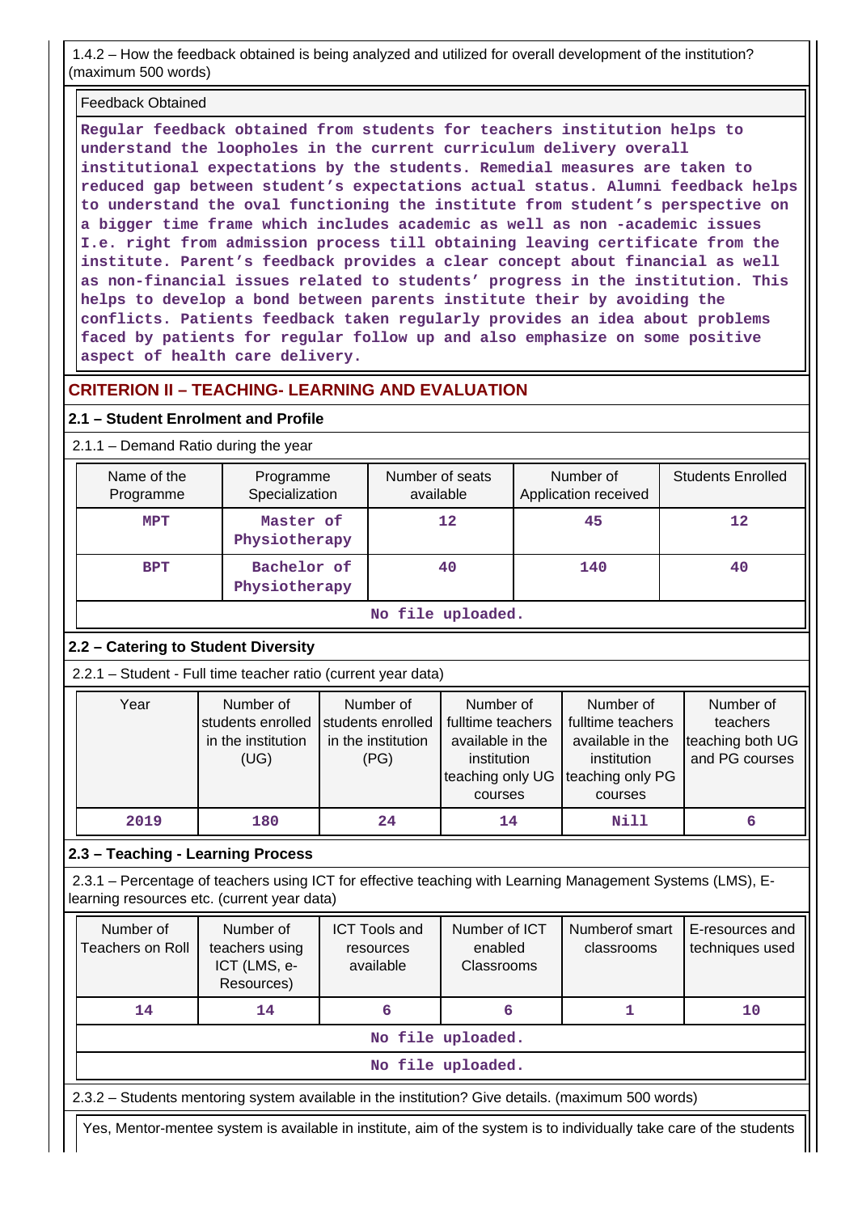1.4.2 – How the feedback obtained is being analyzed and utilized for overall development of the institution? (maximum 500 words)

Feedback Obtained

**Regular feedback obtained from students for teachers institution helps to understand the loopholes in the current curriculum delivery overall institutional expectations by the students. Remedial measures are taken to reduced gap between student's expectations actual status. Alumni feedback helps to understand the oval functioning the institute from student's perspective on a bigger time frame which includes academic as well as non -academic issues I.e. right from admission process till obtaining leaving certificate from the institute. Parent's feedback provides a clear concept about financial as well as non-financial issues related to students' progress in the institution. This helps to develop a bond between parents institute their by avoiding the conflicts. Patients feedback taken regularly provides an idea about problems faced by patients for regular follow up and also emphasize on some positive aspect of health care delivery.**

## CRITERION II – TEACHING- LEARNING AND EVALUATION

### 2.1 – Student Enrolment and Profile

2.1.1 – Demand Ratio during the year

| Name of the Programme | Programme Specialization | Number of seats available | Number of Application received | Students Enrolled |
|---|---|---|---|---|
| MPT | Master of Physiotherapy | 12 | 45 | 12 |
| BPT | Bachelor of Physiotherapy | 40 | 140 | 40 |

No file uploaded.

### 2.2 – Catering to Student Diversity

2.2.1 – Student - Full time teacher ratio (current year data)

| Year | Number of students enrolled in the institution (UG) | Number of students enrolled in the institution (PG) | Number of fulltime teachers available in the institution teaching only UG courses | Number of fulltime teachers available in the institution teaching only PG courses | Number of teachers teaching both UG and PG courses |
|---|---|---|---|---|---|
| 2019 | 180 | 24 | 14 | Nill | 6 |

### 2.3 – Teaching - Learning Process

2.3.1 – Percentage of teachers using ICT for effective teaching with Learning Management Systems (LMS), E-learning resources etc. (current year data)

| Number of Teachers on Roll | Number of teachers using ICT (LMS, e-Resources) | ICT Tools and resources available | Number of ICT enabled Classrooms | Numberof smart classrooms | E-resources and techniques used |
|---|---|---|---|---|---|
| 14 | 14 | 6 | 6 | 1 | 10 |

No file uploaded.

No file uploaded.

2.3.2 – Students mentoring system available in the institution? Give details. (maximum 500 words)

Yes, Mentor-mentee system is available in institute, aim of the system is to individually take care of the students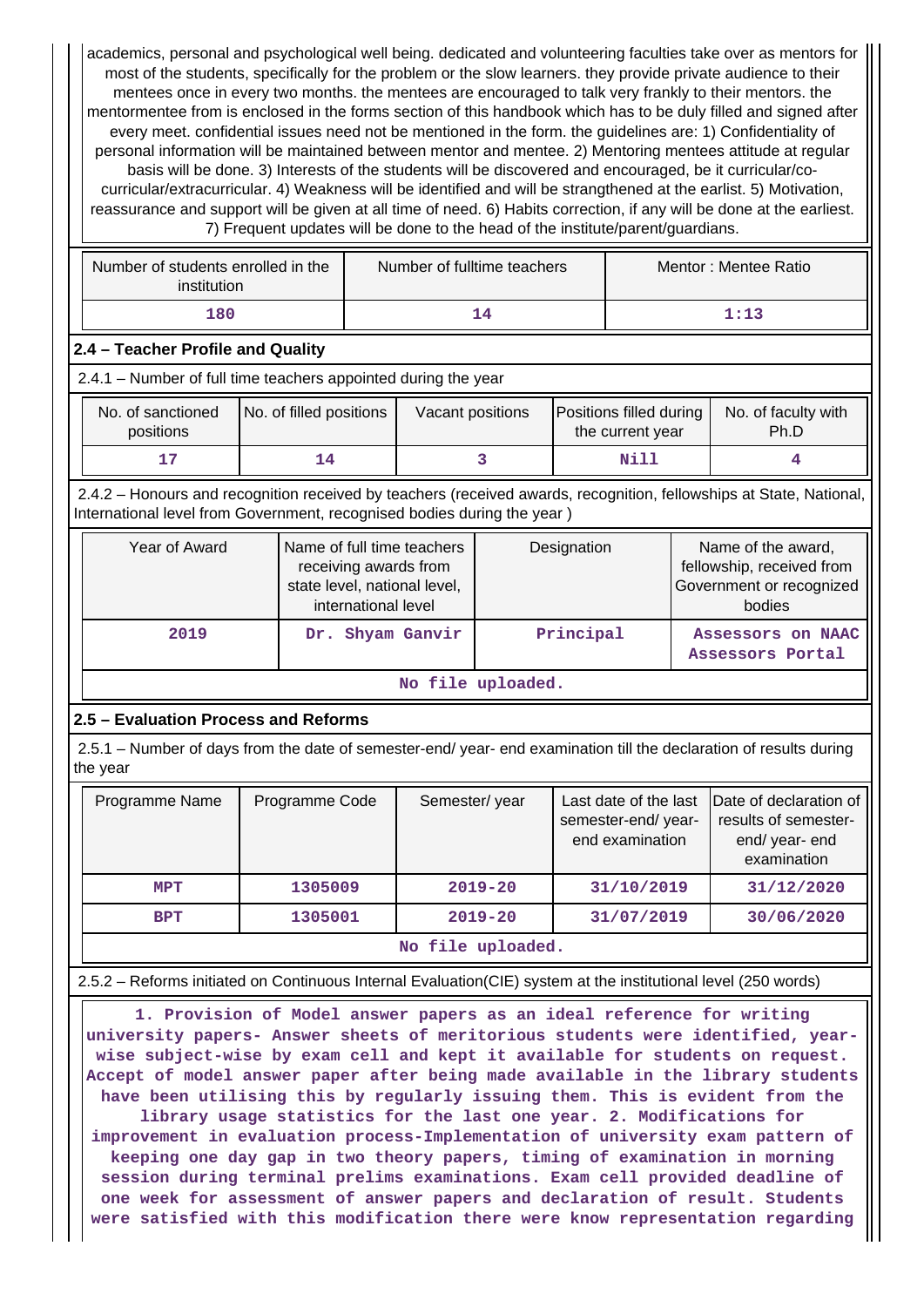academics, personal and psychological well being. dedicated and volunteering faculties take over as mentors for most of the students, specifically for the problem or the slow learners. they provide private audience to their mentees once in every two months. the mentees are encouraged to talk very frankly to their mentors. the mentormentee from is enclosed in the forms section of this handbook which has to be duly filled and signed after every meet. confidential issues need not be mentioned in the form. the guidelines are: 1) Confidentiality of personal information will be maintained between mentor and mentee. 2) Mentoring mentees attitude at regular basis will be done. 3) Interests of the students will be discovered and encouraged, be it curricular/co-curricular/extracurricular. 4) Weakness will be identified and will be strangthened at the earlist. 5) Motivation, reassurance and support will be given at all time of need. 6) Habits correction, if any will be done at the earliest. 7) Frequent updates will be done to the head of the institute/parent/guardians.

| Number of students enrolled in the institution | Number of fulltime teachers | Mentor : Mentee Ratio |
|---|---|---|
| 180 | 14 | 1:13 |

### 2.4 – Teacher Profile and Quality

2.4.1 – Number of full time teachers appointed during the year

| No. of sanctioned positions | No. of filled positions | Vacant positions | Positions filled during the current year | No. of faculty with Ph.D |
|---|---|---|---|---|
| 17 | 14 | 3 | Nill | 4 |

2.4.2 – Honours and recognition received by teachers (received awards, recognition, fellowships at State, National, International level from Government, recognised bodies during the year )

| Year of Award | Name of full time teachers receiving awards from state level, national level, international level | Designation | Name of the award, fellowship, received from Government or recognized bodies |
|---|---|---|---|
| 2019 | Dr. Shyam Ganvir | Principal | Assessors on NAAC Assessors Portal |
| No file uploaded. | | | |

### 2.5 – Evaluation Process and Reforms

2.5.1 – Number of days from the date of semester-end/ year- end examination till the declaration of results during the year

| Programme Name | Programme Code | Semester/ year | Last date of the last semester-end/ year-end examination | Date of declaration of results of semester-end/ year- end examination |
|---|---|---|---|---|
| MPT | 1305009 | 2019-20 | 31/10/2019 | 31/12/2020 |
| BPT | 1305001 | 2019-20 | 31/07/2019 | 30/06/2020 |
| No file uploaded. | | | | |

2.5.2 – Reforms initiated on Continuous Internal Evaluation(CIE) system at the institutional level (250 words)

1. Provision of Model answer papers as an ideal reference for writing university papers- Answer sheets of meritorious students were identified, year-wise subject-wise by exam cell and kept it available for students on request. Accept of model answer paper after being made available in the library students have been utilising this by regularly issuing them. This is evident from the library usage statistics for the last one year. 2. Modifications for improvement in evaluation process-Implementation of university exam pattern of keeping one day gap in two theory papers, timing of examination in morning session during terminal prelims examinations. Exam cell provided deadline of one week for assessment of answer papers and declaration of result. Students were satisfied with this modification there were know representation regarding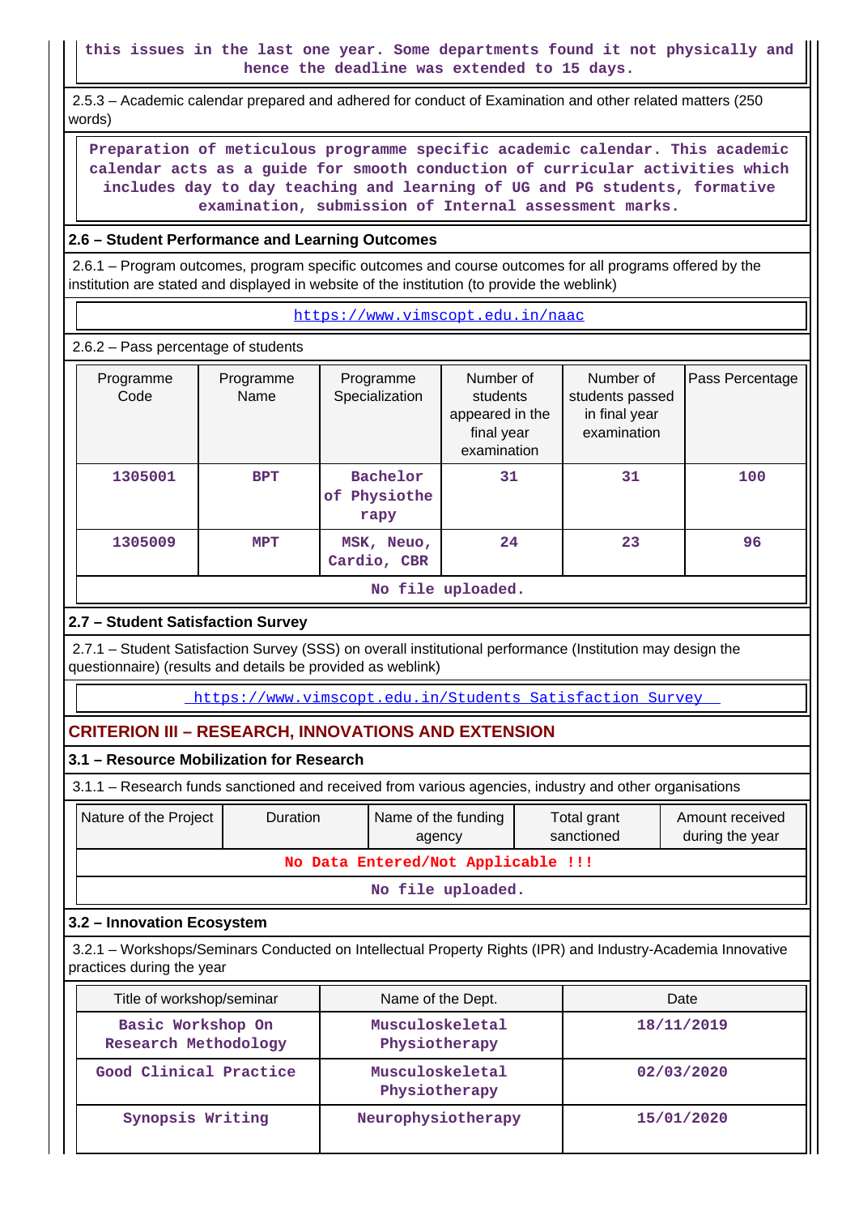this issues in the last one year. Some departments found it not physically and hence the deadline was extended to 15 days.

2.5.3 – Academic calendar prepared and adhered for conduct of Examination and other related matters (250 words)

Preparation of meticulous programme specific academic calendar. This academic calendar acts as a guide for smooth conduction of curricular activities which includes day to day teaching and learning of UG and PG students, formative examination, submission of Internal assessment marks.

### 2.6 – Student Performance and Learning Outcomes

2.6.1 – Program outcomes, program specific outcomes and course outcomes for all programs offered by the institution are stated and displayed in website of the institution (to provide the weblink)

https://www.vimscopt.edu.in/naac

2.6.2 – Pass percentage of students

| Programme Code | Programme Name | Programme Specialization | Number of students appeared in the final year examination | Number of students passed in final year examination | Pass Percentage |
|---|---|---|---|---|---|
| 1305001 | BPT | Bachelor of Physiotherapy | 31 | 31 | 100 |
| 1305009 | MPT | MSK, Neuo, Cardio, CBR | 24 | 23 | 96 |

No file uploaded.

### 2.7 – Student Satisfaction Survey

2.7.1 – Student Satisfaction Survey (SSS) on overall institutional performance (Institution may design the questionnaire) (results and details be provided as weblink)

https://www.vimscopt.edu.in/Students Satisfaction Survey

## CRITERION III – RESEARCH, INNOVATIONS AND EXTENSION

### 3.1 – Resource Mobilization for Research

3.1.1 – Research funds sanctioned and received from various agencies, industry and other organisations

| Nature of the Project | Duration | Name of the funding agency | Total grant sanctioned | Amount received during the year |
|---|---|---|---|---|
| No Data Entered/Not Applicable !!! | | | | |

No file uploaded.

### 3.2 – Innovation Ecosystem

3.2.1 – Workshops/Seminars Conducted on Intellectual Property Rights (IPR) and Industry-Academia Innovative practices during the year

| Title of workshop/seminar | Name of the Dept. | Date |
|---|---|---|
| Basic Workshop On Research Methodology | Musculoskeletal Physiotherapy | 18/11/2019 |
| Good Clinical Practice | Musculoskeletal Physiotherapy | 02/03/2020 |
| Synopsis Writing | Neurophysiotherapy | 15/01/2020 |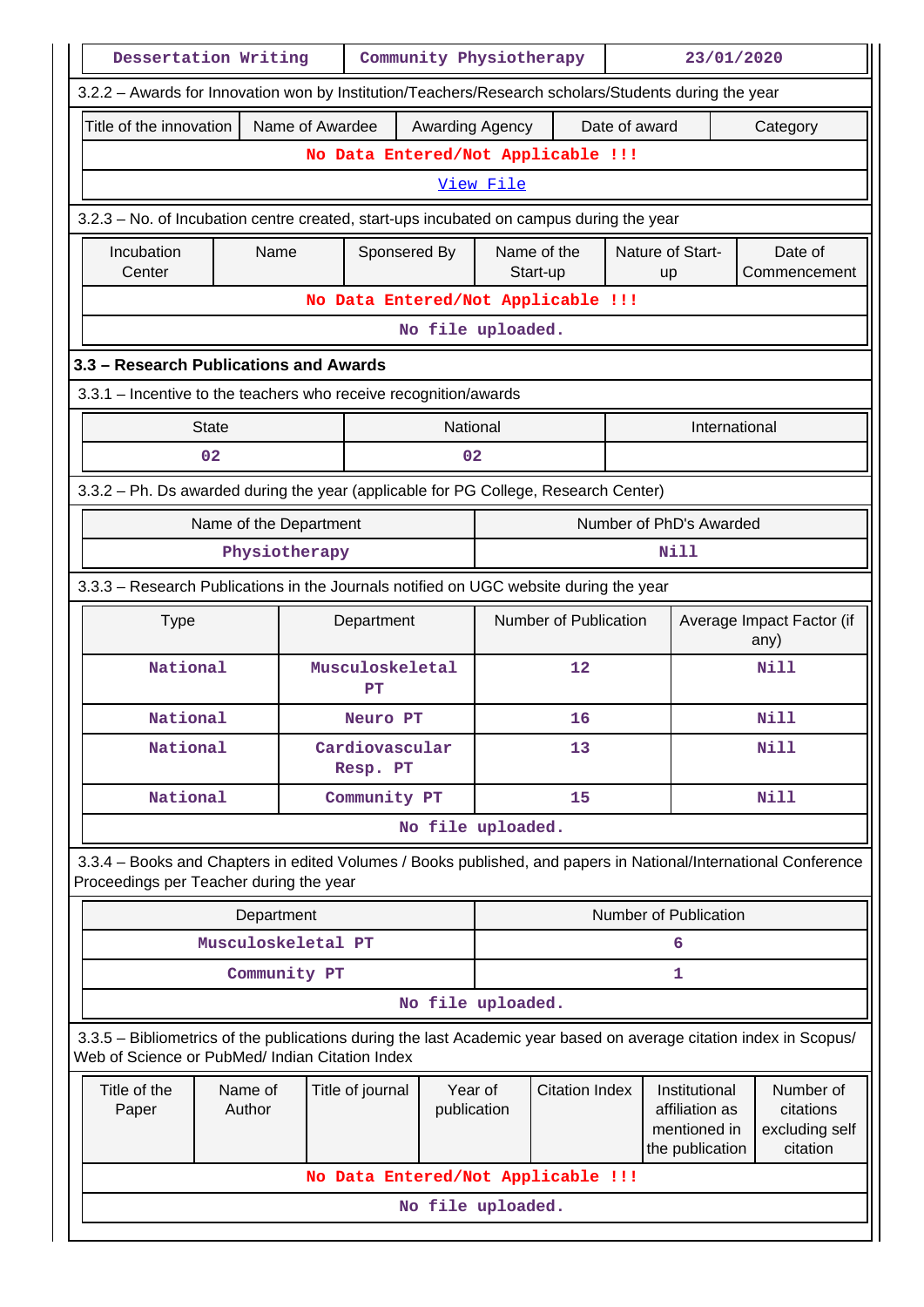| Dessertation Writing | Community Physiotherapy | 23/01/2020 |
|---|---|---|

3.2.2 – Awards for Innovation won by Institution/Teachers/Research scholars/Students during the year

| Title of the innovation | Name of Awardee | Awarding Agency | Date of award | Category |
|---|---|---|---|---|
| No Data Entered/Not Applicable !!! | | | | |
| View File | | | | |

3.2.3 – No. of Incubation centre created, start-ups incubated on campus during the year

| Incubation Center | Name | Sponsered By | Name of the Start-up | Nature of Start-up | Date of Commencement |
|---|---|---|---|---|---|
| No Data Entered/Not Applicable !!! | | | | | |
| No file uploaded. | | | | | |

### 3.3 – Research Publications and Awards

3.3.1 – Incentive to the teachers who receive recognition/awards

| State | National | International |
|---|---|---|
| 02 | 02 | |

3.3.2 – Ph. Ds awarded during the year (applicable for PG College, Research Center)

| Name of the Department | Number of PhD's Awarded |
|---|---|
| Physiotherapy | Nill |

3.3.3 – Research Publications in the Journals notified on UGC website during the year

| Type | Department | Number of Publication | Average Impact Factor (if any) |
|---|---|---|---|
| National | Musculoskeletal PT | 12 | Nill |
| National | Neuro PT | 16 | Nill |
| National | Cardiovascular Resp. PT | 13 | Nill |
| National | Community PT | 15 | Nill |
| No file uploaded. | | | |

3.3.4 – Books and Chapters in edited Volumes / Books published, and papers in National/International Conference Proceedings per Teacher during the year

| Department | Number of Publication |
|---|---|
| Musculoskeletal PT | 6 |
| Community PT | 1 |
| No file uploaded. | |

3.3.5 – Bibliometrics of the publications during the last Academic year based on average citation index in Scopus/ Web of Science or PubMed/ Indian Citation Index

| Title of the Paper | Name of Author | Title of journal | Year of publication | Citation Index | Institutional affiliation as mentioned in the publication | Number of citations excluding self citation |
|---|---|---|---|---|---|---|
| No Data Entered/Not Applicable !!! | | | | | | |
| No file uploaded. | | | | | | |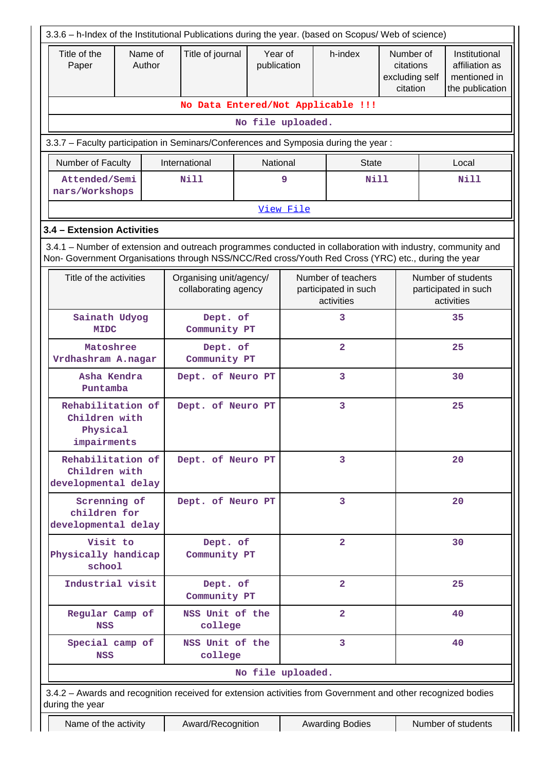3.3.6 – h-Index of the Institutional Publications during the year. (based on Scopus/ Web of science)

| Title of the Paper | Name of Author | Title of journal | Year of publication | h-index | Number of citations excluding self citation | Institutional affiliation as mentioned in the publication |
|---|---|---|---|---|---|---|
| No Data Entered/Not Applicable !!! | | | | | | |
| No file uploaded. | | | | | | |

3.3.7 – Faculty participation in Seminars/Conferences and Symposia during the year :

| Number of Faculty | International | National | State | Local |
|---|---|---|---|---|
| Attended/Seminars/Workshops | Nill | 9 | Nill | Nill |
| View File | | | | |

### 3.4 – Extension Activities

3.4.1 – Number of extension and outreach programmes conducted in collaboration with industry, community and Non- Government Organisations through NSS/NCC/Red cross/Youth Red Cross (YRC) etc., during the year

| Title of the activities | Organising unit/agency/ collaborating agency | Number of teachers participated in such activities | Number of students participated in such activities |
|---|---|---|---|
| Sainath Udyog MIDC | Dept. of Community PT | 3 | 35 |
| Matoshree Vrdhashram A.nagar | Dept. of Community PT | 2 | 25 |
| Asha Kendra Puntamba | Dept. of Neuro PT | 3 | 30 |
| Rehabilitation of Children with Physical impairments | Dept. of Neuro PT | 3 | 25 |
| Rehabilitation of Children with developmental delay | Dept. of Neuro PT | 3 | 20 |
| Screning of children for developmental delay | Dept. of Neuro PT | 3 | 20 |
| Visit to Physically handicap school | Dept. of Community PT | 2 | 30 |
| Industrial visit | Dept. of Community PT | 2 | 25 |
| Regular Camp of NSS | NSS Unit of the college | 2 | 40 |
| Special camp of NSS | NSS Unit of the college | 3 | 40 |
| No file uploaded. | | | |

3.4.2 – Awards and recognition received for extension activities from Government and other recognized bodies during the year

| Name of the activity | Award/Recognition | Awarding Bodies | Number of students |
|---|---|---|---|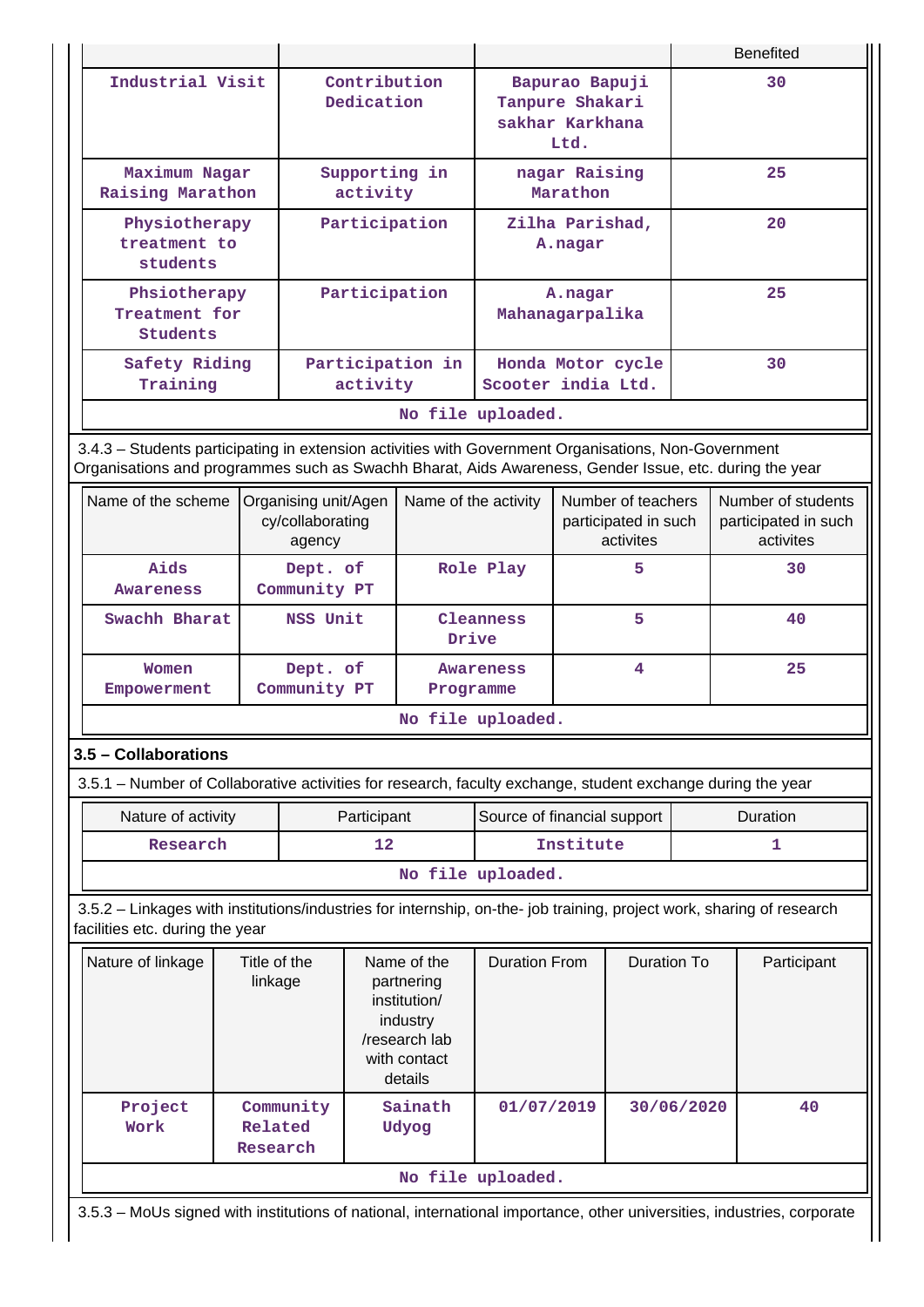| | | | Benefited |
|---|---|---|---|
| Industrial Visit | Contribution Dedication | Bapurao Bapuji Tanpure Shakari sakhar Karkhana Ltd. | 30 |
| Maximum Nagar Raising Marathon | Supporting in activity | nagar Raising Marathon | 25 |
| Physiotherapy treatment to students | Participation | Zilha Parishad, A.nagar | 20 |
| Phsiotherapy Treatment for Students | Participation | A.nagar Mahanagarpalika | 25 |
| Safety Riding Training | Participation in activity | Honda Motor cycle Scooter india Ltd. | 30 |
| No file uploaded. | | | |

3.4.3 – Students participating in extension activities with Government Organisations, Non-Government Organisations and programmes such as Swachh Bharat, Aids Awareness, Gender Issue, etc. during the year

| Name of the scheme | Organising unit/Agency/collaborating agency | Name of the activity | Number of teachers participated in such activites | Number of students participated in such activites |
|---|---|---|---|---|
| Aids Awareness | Dept. of Community PT | Role Play | 5 | 30 |
| Swachh Bharat | NSS Unit | Cleanness Drive | 5 | 40 |
| Women Empowerment | Dept. of Community PT | Awareness Programme | 4 | 25 |
| No file uploaded. | | | | |

### 3.5 – Collaborations

3.5.1 – Number of Collaborative activities for research, faculty exchange, student exchange during the year

| Nature of activity | Participant | Source of financial support | Duration |
|---|---|---|---|
| Research | 12 | Institute | 1 |
| No file uploaded. | | | |

3.5.2 – Linkages with institutions/industries for internship, on-the- job training, project work, sharing of research facilities etc. during the year

| Nature of linkage | Title of the linkage | Name of the partnering institution/ industry /research lab with contact details | Duration From | Duration To | Participant |
|---|---|---|---|---|---|
| Project Work | Community Related Research | Sainath Udyog | 01/07/2019 | 30/06/2020 | 40 |
| No file uploaded. | | | | | |

3.5.3 – MoUs signed with institutions of national, international importance, other universities, industries, corporate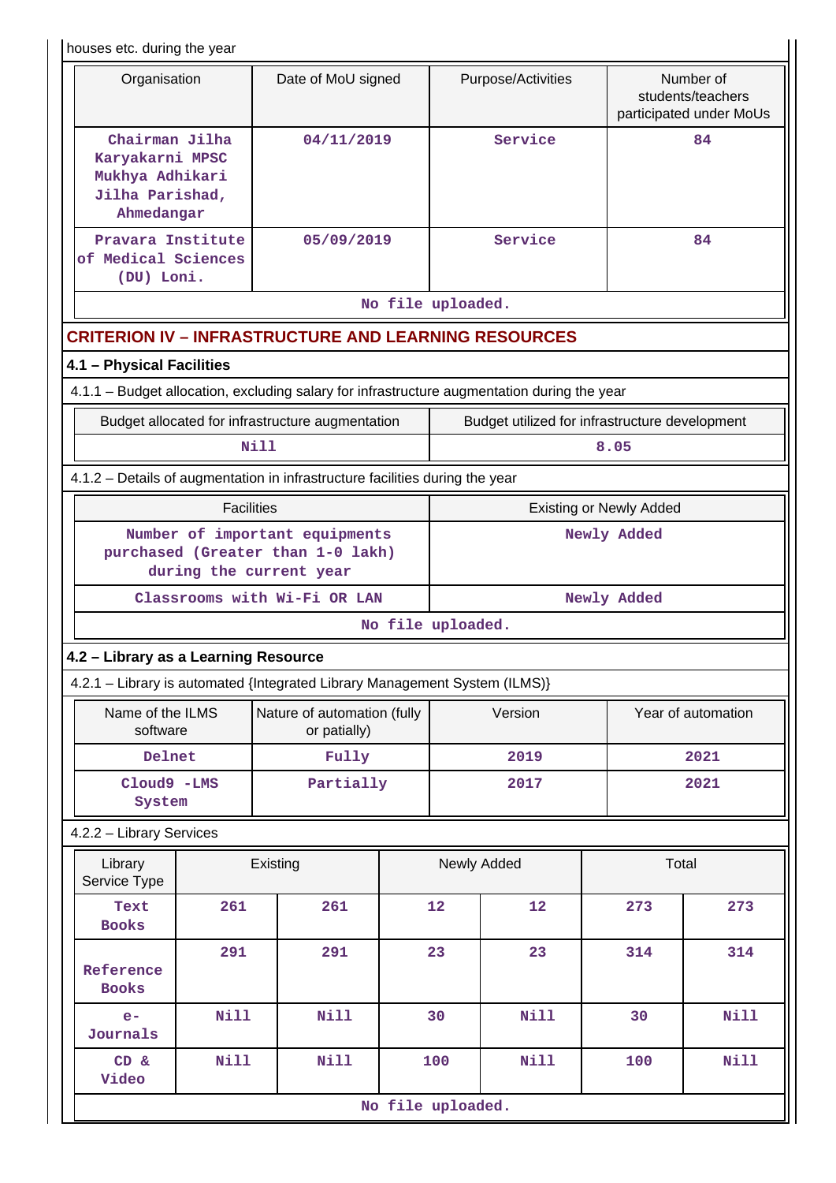houses etc. during the year

| Organisation | Date of MoU signed | Purpose/Activities | Number of students/teachers participated under MoUs |
|---|---|---|---|
| Chairman Jilha Karyakarni MPSC Mukhya Adhikari Jilha Parishad, Ahmedangar | 04/11/2019 | Service | 84 |
| Pravara Institute of Medical Sciences (DU) Loni. | 05/09/2019 | Service | 84 |
| No file uploaded. | | | |

## CRITERION IV – INFRASTRUCTURE AND LEARNING RESOURCES

### 4.1 – Physical Facilities

4.1.1 – Budget allocation, excluding salary for infrastructure augmentation during the year

| Budget allocated for infrastructure augmentation | Budget utilized for infrastructure development |
|---|---|
| Nill | 8.05 |

4.1.2 – Details of augmentation in infrastructure facilities during the year

| Facilities | Existing or Newly Added |
|---|---|
| Number of important equipments purchased (Greater than 1-0 lakh) during the current year | Newly Added |
| Classrooms with Wi-Fi OR LAN | Newly Added |
| No file uploaded. | |

### 4.2 – Library as a Learning Resource

4.2.1 – Library is automated {Integrated Library Management System (ILMS)}

| Name of the ILMS software | Nature of automation (fully or patially) | Version | Year of automation |
|---|---|---|---|
| Delnet | Fully | 2019 | 2021 |
| Cloud9 -LMS System | Partially | 2017 | 2021 |

4.2.2 – Library Services

| Library Service Type | Existing | | Newly Added | | Total | |
|---|---|---|---|---|---|---|
| Text Books | 261 | 261 | 12 | 12 | 273 | 273 |
| Reference Books | 291 | 291 | 23 | 23 | 314 | 314 |
| e-Journals | Nill | Nill | 30 | Nill | 30 | Nill |
| CD & Video | Nill | Nill | 100 | Nill | 100 | Nill |
| No file uploaded. | | | | | | |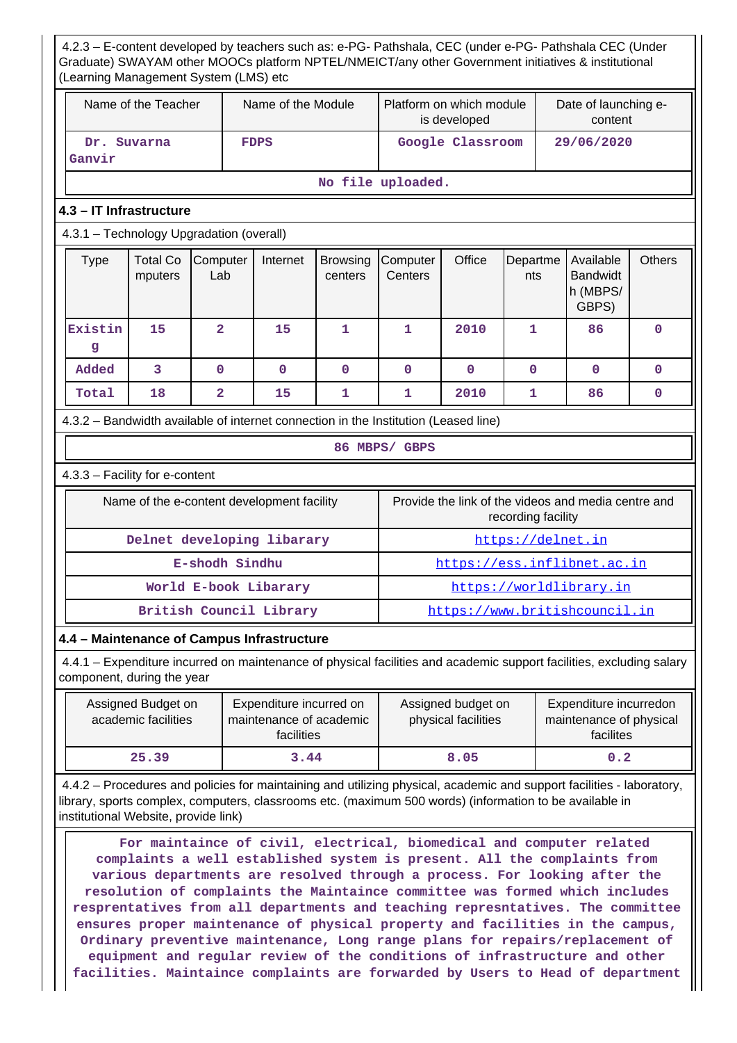4.2.3 – E-content developed by teachers such as: e-PG- Pathshala, CEC (under e-PG- Pathshala CEC (Under Graduate) SWAYAM other MOOCs platform NPTEL/NMEICT/any other Government initiatives & institutional (Learning Management System (LMS) etc

| Name of the Teacher | Name of the Module | Platform on which module is developed | Date of launching e-content |
|---|---|---|---|
| Dr. Suvarna Ganvir | FDPS | Google Classroom | 29/06/2020 |
| No file uploaded. | | | |

### 4.3 – IT Infrastructure

4.3.1 – Technology Upgradation (overall)

| Type | Total Computers | Computer Lab | Internet | Browsing centers | Computer Centers | Office | Departments | Available Bandwidth (MBPS/ GBPS) | Others |
|---|---|---|---|---|---|---|---|---|---|
| Existing | 15 | 2 | 15 | 1 | 1 | 2010 | 1 | 86 | 0 |
| Added | 3 | 0 | 0 | 0 | 0 | 0 | 0 | 0 | 0 |
| Total | 18 | 2 | 15 | 1 | 1 | 2010 | 1 | 86 | 0 |

4.3.2 – Bandwidth available of internet connection in the Institution (Leased line)

86 MBPS/ GBPS

4.3.3 – Facility for e-content

| Name of the e-content development facility | Provide the link of the videos and media centre and recording facility |
|---|---|
| Delnet developing libarary | https://delnet.in |
| E-shodh Sindhu | https://ess.inflibnet.ac.in |
| World E-book Libarary | https://worldlibrary.in |
| British Council Library | https://www.britishcouncil.in |

### 4.4 – Maintenance of Campus Infrastructure

4.4.1 – Expenditure incurred on maintenance of physical facilities and academic support facilities, excluding salary component, during the year

| Assigned Budget on academic facilities | Expenditure incurred on maintenance of academic facilities | Assigned budget on physical facilities | Expenditure incurredon maintenance of physical facilites |
|---|---|---|---|
| 25.39 | 3.44 | 8.05 | 0.2 |

4.4.2 – Procedures and policies for maintaining and utilizing physical, academic and support facilities - laboratory, library, sports complex, computers, classrooms etc. (maximum 500 words) (information to be available in institutional Website, provide link)

For maintaince of civil, electrical, biomedical and computer related complaints a well established system is present. All the complaints from various departments are resolved through a process. For looking after the resolution of complaints the Maintaince committee was formed which includes resprentatives from all departments and teaching represntatives. The committee ensures proper maintenance of physical property and facilities in the campus, Ordinary preventive maintenance, Long range plans for repairs/replacement of equipment and regular review of the conditions of infrastructure and other facilities. Maintaince complaints are forwarded by Users to Head of department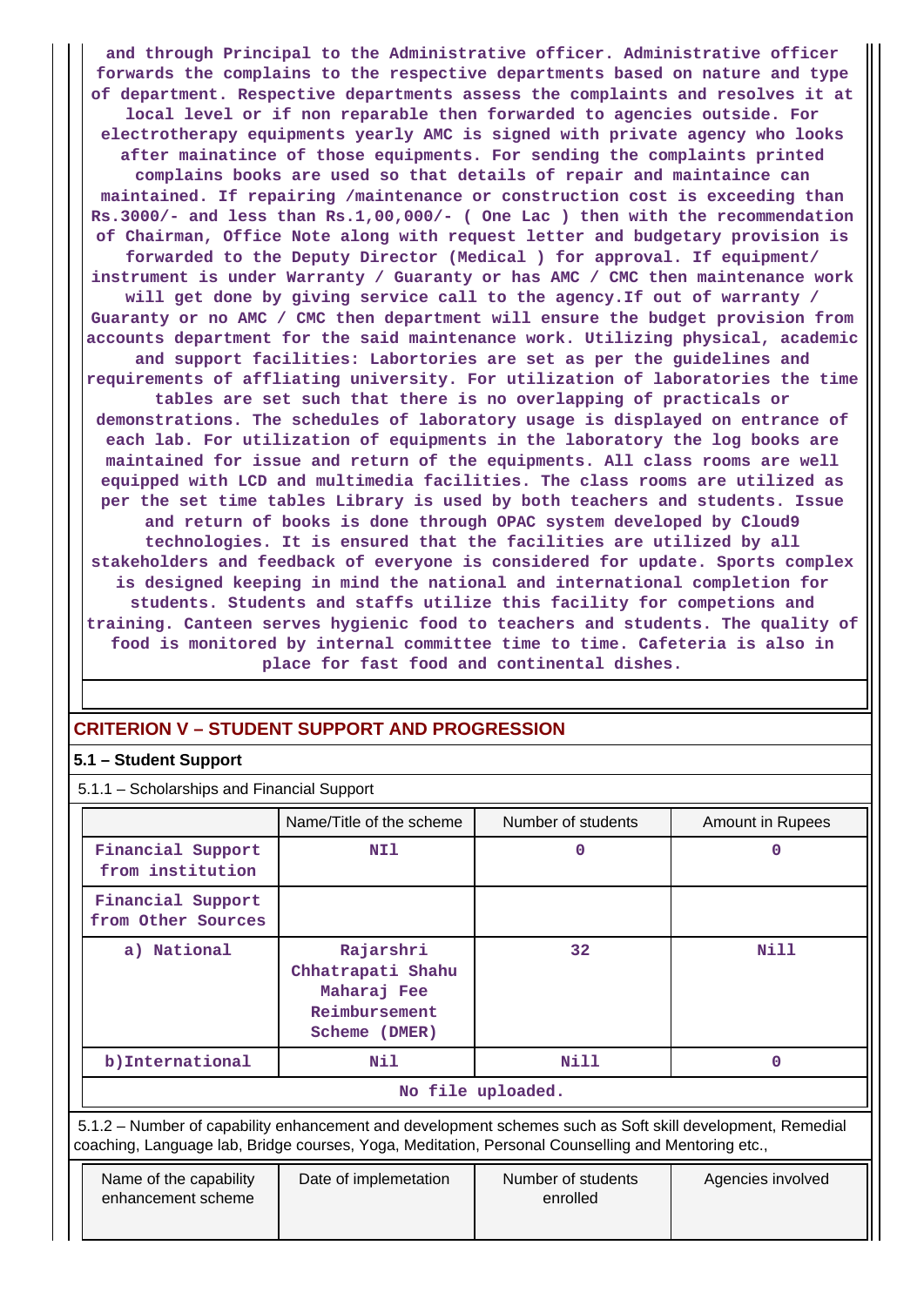and through Principal to the Administrative officer. Administrative officer forwards the complains to the respective departments based on nature and type of department. Respective departments assess the complaints and resolves it at local level or if non reparable then forwarded to agencies outside. For electrotherapy equipments yearly AMC is signed with private agency who looks after mainatince of those equipments. For sending the complaints printed complains books are used so that details of repair and maintaince can maintained. If repairing /maintenance or construction cost is exceeding than Rs.3000/- and less than Rs.1,00,000/- ( One Lac ) then with the recommendation of Chairman, Office Note along with request letter and budgetary provision is forwarded to the Deputy Director (Medical ) for approval. If equipment/ instrument is under Warranty / Guaranty or has AMC / CMC then maintenance work will get done by giving service call to the agency.If out of warranty / Guaranty or no AMC / CMC then department will ensure the budget provision from accounts department for the said maintenance work. Utilizing physical, academic and support facilities: Labortories are set as per the guidelines and requirements of affliating university. For utilization of laboratories the time tables are set such that there is no overlapping of practicals or demonstrations. The schedules of laboratory usage is displayed on entrance of each lab. For utilization of equipments in the laboratory the log books are maintained for issue and return of the equipments. All class rooms are well equipped with LCD and multimedia facilities. The class rooms are utilized as per the set time tables Library is used by both teachers and students. Issue and return of books is done through OPAC system developed by Cloud9 technologies. It is ensured that the facilities are utilized by all stakeholders and feedback of everyone is considered for update. Sports complex is designed keeping in mind the national and international completion for students. Students and staffs utilize this facility for competions and training. Canteen serves hygienic food to teachers and students. The quality of food is monitored by internal committee time to time. Cafeteria is also in place for fast food and continental dishes.

## CRITERION V – STUDENT SUPPORT AND PROGRESSION

### 5.1 – Student Support

5.1.1 – Scholarships and Financial Support

| | Name/Title of the scheme | Number of students | Amount in Rupees |
|---|---|---|---|
| Financial Support from institution | NIl | 0 | 0 |
| Financial Support from Other Sources | | | |
| a) National | Rajarshri Chhatrapati Shahu Maharaj Fee Reimbursement Scheme (DMER) | 32 | Nill |
| b)International | Nil | Nill | 0 |

No file uploaded.

5.1.2 – Number of capability enhancement and development schemes such as Soft skill development, Remedial coaching, Language lab, Bridge courses, Yoga, Meditation, Personal Counselling and Mentoring etc.,

| Name of the capability enhancement scheme | Date of implemetation | Number of students enrolled | Agencies involved |
|---|---|---|---|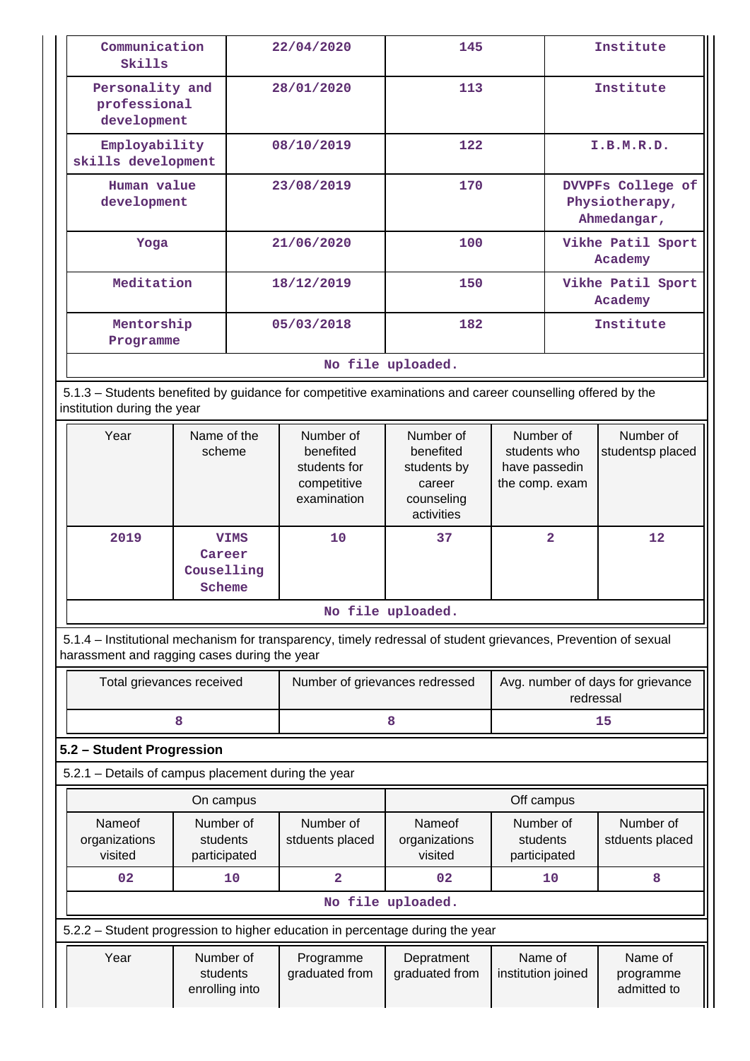| Communication Skills | 22/04/2020 | 145 | Institute |
|---|---|---|---|
| Personality and professional development | 28/01/2020 | 113 | Institute |
| Employability skills development | 08/10/2019 | 122 | I.B.M.R.D. |
| Human value development | 23/08/2019 | 170 | DVVPFs College of Physiotherapy, Ahmedangar, |
| Yoga | 21/06/2020 | 100 | Vikhe Patil Sport Academy |
| Meditation | 18/12/2019 | 150 | Vikhe Patil Sport Academy |
| Mentorship Programme | 05/03/2018 | 182 | Institute |

No file uploaded.

5.1.3 – Students benefited by guidance for competitive examinations and career counselling offered by the institution during the year

| Year | Name of the scheme | Number of benefited students for competitive examination | Number of benefited students by career counseling activities | Number of students who have passedin the comp. exam | Number of studentsp placed |
|---|---|---|---|---|---|
| 2019 | VIMS Career Couselling Scheme | 10 | 37 | 2 | 12 |

No file uploaded.

5.1.4 – Institutional mechanism for transparency, timely redressal of student grievances, Prevention of sexual harassment and ragging cases during the year

| Total grievances received | Number of grievances redressed | Avg. number of days for grievance redressal |
|---|---|---|
| 8 | 8 | 15 |

## 5.2 – Student Progression

5.2.1 – Details of campus placement during the year

| On campus | | | Off campus | | |
|---|---|---|---|---|---|
| Nameof organizations visited | Number of students participated | Number of stduents placed | Nameof organizations visited | Number of students participated | Number of stduents placed |
| 02 | 10 | 2 | 02 | 10 | 8 |

No file uploaded.

5.2.2 – Student progression to higher education in percentage during the year

| Year | Number of students enrolling into | Programme graduated from | Depratment graduated from | Name of institution joined | Name of programme admitted to |
|---|---|---|---|---|---|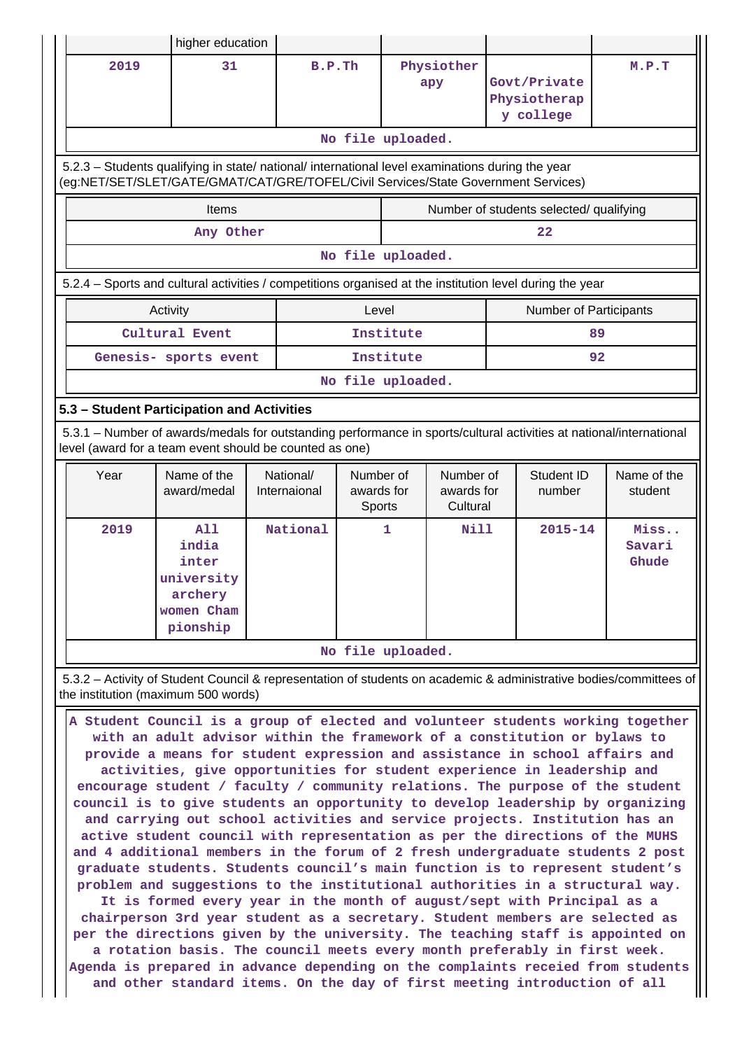| | higher education | | | | |
|---|---|---|---|---|---|
| 2019 | 31 | B.P.Th | Physiotherapy | Govt/Private Physiotherapy college | M.P.T |
| No file uploaded. | | | | | |

5.2.3 – Students qualifying in state/ national/ international level examinations during the year (eg:NET/SET/SLET/GATE/GMAT/CAT/GRE/TOFEL/Civil Services/State Government Services)

| Items | Number of students selected/ qualifying |
|---|---|
| Any Other | 22 |
| No file uploaded. | |

5.2.4 – Sports and cultural activities / competitions organised at the institution level during the year

| Activity | Level | Number of Participants |
|---|---|---|
| Cultural Event | Institute | 89 |
| Genesis- sports event | Institute | 92 |
| No file uploaded. | | |

### 5.3 – Student Participation and Activities

5.3.1 – Number of awards/medals for outstanding performance in sports/cultural activities at national/international level (award for a team event should be counted as one)

| Year | Name of the award/medal | National/ Internaional | Number of awards for Sports | Number of awards for Cultural | Student ID number | Name of the student |
|---|---|---|---|---|---|---|
| 2019 | All india inter university archery women Championship | National | 1 | Nill | 2015-14 | Miss.. Savari Ghude |
| No file uploaded. | | | | | | |

5.3.2 – Activity of Student Council & representation of students on academic & administrative bodies/committees of the institution (maximum 500 words)

A Student Council is a group of elected and volunteer students working together with an adult advisor within the framework of a constitution or bylaws to provide a means for student expression and assistance in school affairs and activities, give opportunities for student experience in leadership and encourage student / faculty / community relations. The purpose of the student council is to give students an opportunity to develop leadership by organizing and carrying out school activities and service projects. Institution has an active student council with representation as per the directions of the MUHS and 4 additional members in the forum of 2 fresh undergraduate students 2 post graduate students. Students council's main function is to represent student's problem and suggestions to the institutional authorities in a structural way. It is formed every year in the month of august/sept with Principal as a chairperson 3rd year student as a secretary. Student members are selected as per the directions given by the university. The teaching staff is appointed on a rotation basis. The council meets every month preferably in first week. Agenda is prepared in advance depending on the complaints receied from students and other standard items. On the day of first meeting introduction of all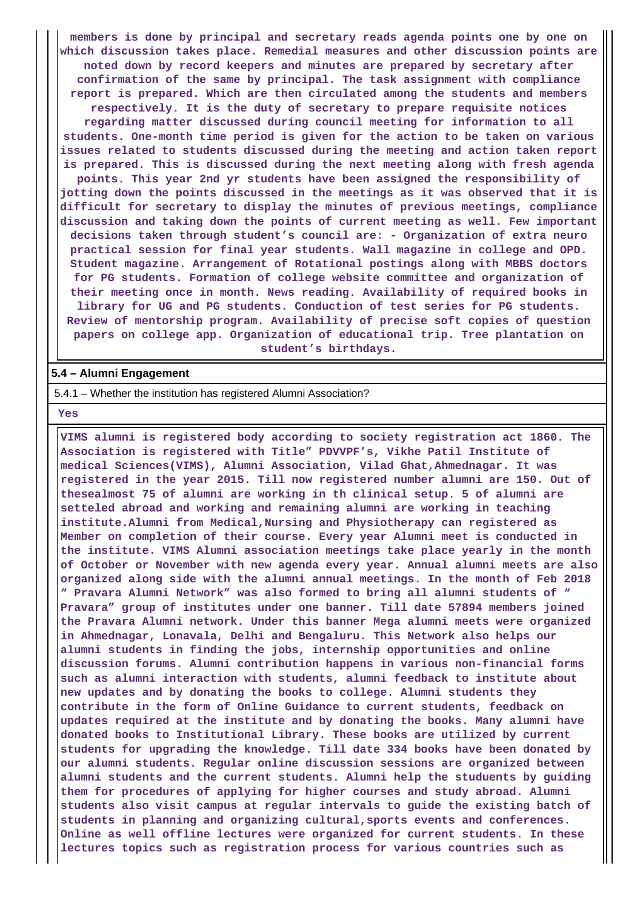members is done by principal and secretary reads agenda points one by one on which discussion takes place. Remedial measures and other discussion points are noted down by record keepers and minutes are prepared by secretary after confirmation of the same by principal. The task assignment with compliance report is prepared. Which are then circulated among the students and members respectively. It is the duty of secretary to prepare requisite notices regarding matter discussed during council meeting for information to all students. One-month time period is given for the action to be taken on various issues related to students discussed during the meeting and action taken report is prepared. This is discussed during the next meeting along with fresh agenda points. This year 2nd yr students have been assigned the responsibility of jotting down the points discussed in the meetings as it was observed that it is difficult for secretary to display the minutes of previous meetings, compliance discussion and taking down the points of current meeting as well. Few important decisions taken through student's council are: - Organization of extra neuro practical session for final year students. Wall magazine in college and OPD. Student magazine. Arrangement of Rotational postings along with MBBS doctors for PG students. Formation of college website committee and organization of their meeting once in month. News reading. Availability of required books in library for UG and PG students. Conduction of test series for PG students. Review of mentorship program. Availability of precise soft copies of question papers on college app. Organization of educational trip. Tree plantation on student's birthdays.

**5.4 – Alumni Engagement**

5.4.1 – Whether the institution has registered Alumni Association?

Yes

VIMS alumni is registered body according to society registration act 1860. The Association is registered with Title" PDVVPF's, Vikhe Patil Institute of medical Sciences(VIMS), Alumni Association, Vilad Ghat,Ahmednagar. It was registered in the year 2015. Till now registered number alumni are 150. Out of thesealmost 75 of alumni are working in th clinical setup. 5 of alumni are setteled abroad and working and remaining alumni are working in teaching institute.Alumni from Medical,Nursing and Physiotherapy can registered as Member on completion of their course. Every year Alumni meet is conducted in the institute. VIMS Alumni association meetings take place yearly in the month of October or November with new agenda every year. Annual alumni meets are also organized along side with the alumni annual meetings. In the month of Feb 2018 " Pravara Alumni Network" was also formed to bring all alumni students of " Pravara" group of institutes under one banner. Till date 57894 members joined the Pravara Alumni network. Under this banner Mega alumni meets were organized in Ahmednagar, Lonavala, Delhi and Bengaluru. This Network also helps our alumni students in finding the jobs, internship opportunities and online discussion forums. Alumni contribution happens in various non-financial forms such as alumni interaction with students, alumni feedback to institute about new updates and by donating the books to college. Alumni students they contribute in the form of Online Guidance to current students, feedback on updates required at the institute and by donating the books. Many alumni have donated books to Institutional Library. These books are utilized by current students for upgrading the knowledge. Till date 334 books have been donated by our alumni students. Regular online discussion sessions are organized between alumni students and the current students. Alumni help the studuents by guiding them for procedures of applying for higher courses and study abroad. Alumni students also visit campus at regular intervals to guide the existing batch of students in planning and organizing cultural,sports events and conferences. Online as well offline lectures were organized for current students. In these lectures topics such as registration process for various countries such as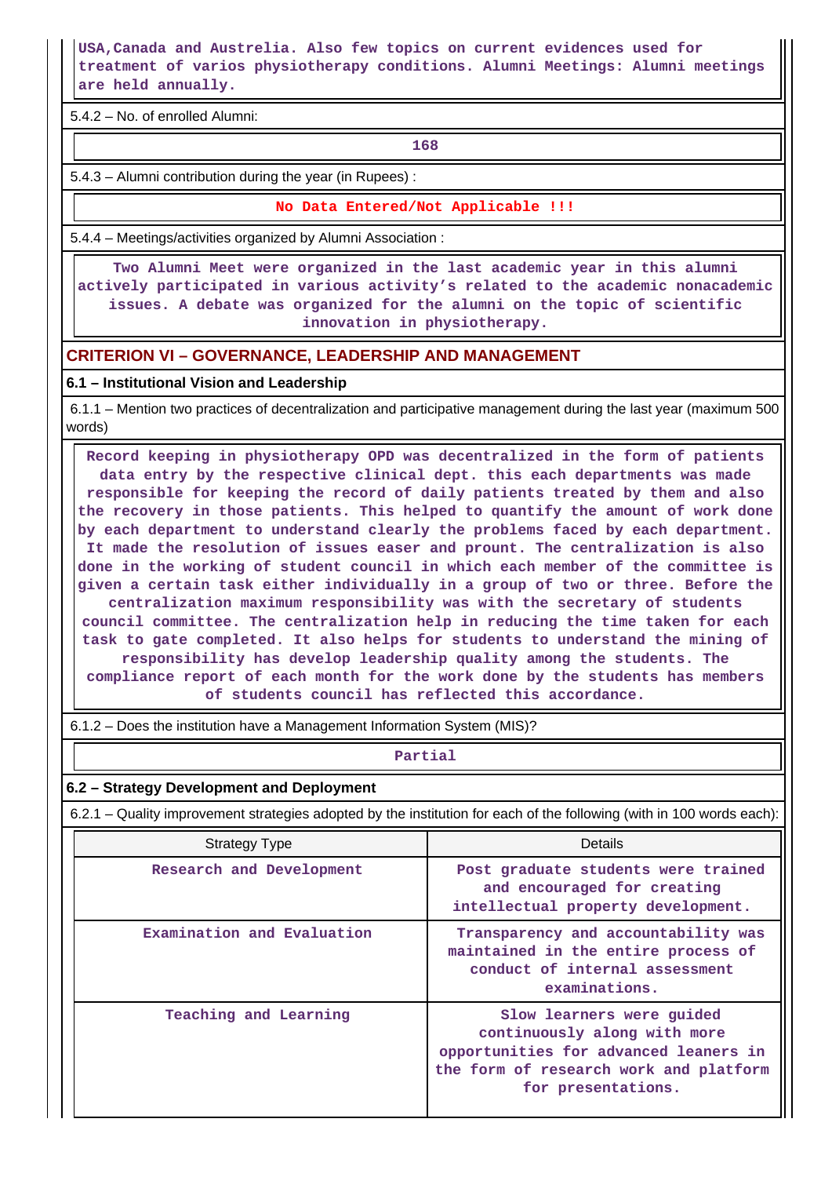USA,Canada and Austrelia. Also few topics on current evidences used for treatment of varios physiotherapy conditions. Alumni Meetings: Alumni meetings are held annually.

5.4.2 – No. of enrolled Alumni:

168

5.4.3 – Alumni contribution during the year (in Rupees) :

No Data Entered/Not Applicable !!!

5.4.4 – Meetings/activities organized by Alumni Association :

Two Alumni Meet were organized in the last academic year in this alumni actively participated in various activity's related to the academic nonacademic issues. A debate was organized for the alumni on the topic of scientific innovation in physiotherapy.

## CRITERION VI – GOVERNANCE, LEADERSHIP AND MANAGEMENT

### 6.1 – Institutional Vision and Leadership

6.1.1 – Mention two practices of decentralization and participative management during the last year (maximum 500 words)

Record keeping in physiotherapy OPD was decentralized in the form of patients data entry by the respective clinical dept. this each departments was made responsible for keeping the record of daily patients treated by them and also the recovery in those patients. This helped to quantify the amount of work done by each department to understand clearly the problems faced by each department. It made the resolution of issues easer and prount. The centralization is also done in the working of student council in which each member of the committee is given a certain task either individually in a group of two or three. Before the centralization maximum responsibility was with the secretary of students council committee. The centralization help in reducing the time taken for each task to gate completed. It also helps for students to understand the mining of responsibility has develop leadership quality among the students. The compliance report of each month for the work done by the students has members of students council has reflected this accordance.

6.1.2 – Does the institution have a Management Information System (MIS)?

Partial

### 6.2 – Strategy Development and Deployment

6.2.1 – Quality improvement strategies adopted by the institution for each of the following (with in 100 words each):

| Strategy Type | Details |
|---|---|
| Research and Development | Post graduate students were trained and encouraged for creating intellectual property development. |
| Examination and Evaluation | Transparency and accountability was maintained in the entire process of conduct of internal assessment examinations. |
| Teaching and Learning | Slow learners were guided continuously along with more opportunities for advanced leaners in the form of research work and platform for presentations. |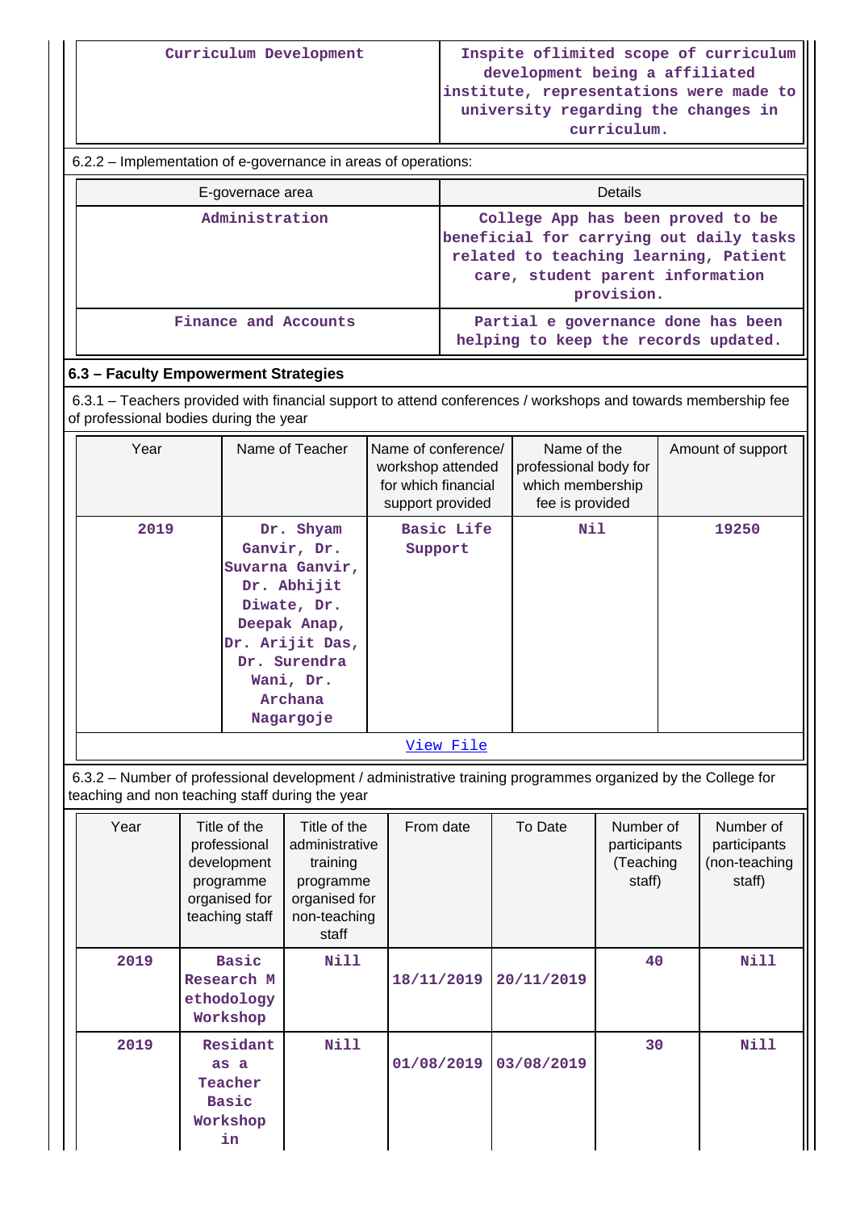| Curriculum Development | Inspite oflimited scope of curriculum development being a affiliated institute, representations were made to university regarding the changes in curriculum. |
|---|---|

6.2.2 – Implementation of e-governance in areas of operations:

| E-governace area | Details |
|---|---|
| Administration | College App has been proved to be beneficial for carrying out daily tasks related to teaching learning, Patient care, student parent information provision. |
| Finance and Accounts | Partial e governance done has been helping to keep the records updated. |

### 6.3 – Faculty Empowerment Strategies

6.3.1 – Teachers provided with financial support to attend conferences / workshops and towards membership fee of professional bodies during the year

| Year | Name of Teacher | Name of conference/ workshop attended for which financial support provided | Name of the professional body for which membership fee is provided | Amount of support |
|---|---|---|---|---|
| 2019 | Dr. Shyam Ganvir, Dr. Suvarna Ganvir, Dr. Abhijit Diwate, Dr. Deepak Anap, Dr. Arijit Das, Dr. Surendra Wani, Dr. Archana Nagargoje | Basic Life Support | Nil | 19250 |

View File

6.3.2 – Number of professional development / administrative training programmes organized by the College for teaching and non teaching staff during the year

| Year | Title of the professional development programme organised for teaching staff | Title of the administrative training programme organised for non-teaching staff | From date | To Date | Number of participants (Teaching staff) | Number of participants (non-teaching staff) |
|---|---|---|---|---|---|---|
| 2019 | Basic Research Methodology Workshop | Nill | 18/11/2019 | 20/11/2019 | 40 | Nill |
| 2019 | Residant as a Teacher Basic Workshop in | Nill | 01/08/2019 | 03/08/2019 | 30 | Nill |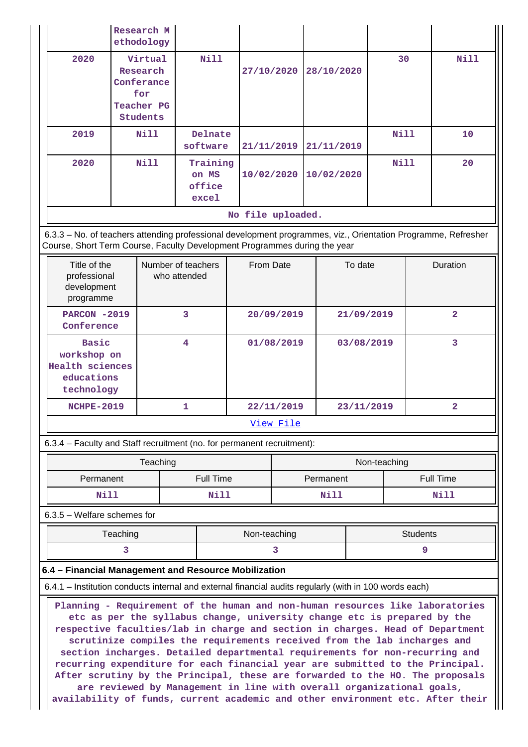| | Research Methodology | | | | | |
|---|---|---|---|---|---|---|
| 2020 | Virtual Research Conference for Teacher PG Students | Nill | 27/10/2020 | 28/10/2020 | 30 | Nill |
| 2019 | Nill | Delnate software | 21/11/2019 | 21/11/2019 | Nill | 10 |
| 2020 | Nill | Training on MS office excel | 10/02/2020 | 10/02/2020 | Nill | 20 |

No file uploaded.

6.3.3 – No. of teachers attending professional development programmes, viz., Orientation Programme, Refresher Course, Short Term Course, Faculty Development Programmes during the year

| Title of the professional development programme | Number of teachers who attended | From Date | To date | Duration |
|---|---|---|---|---|
| PARCON -2019 Conference | 3 | 20/09/2019 | 21/09/2019 | 2 |
| Basic workshop on Health sciences educations technology | 4 | 01/08/2019 | 03/08/2019 | 3 |
| NCHPE-2019 | 1 | 22/11/2019 | 23/11/2019 | 2 |

View File

6.3.4 – Faculty and Staff recruitment (no. for permanent recruitment):

| Teaching | | Non-teaching | |
|---|---|---|---|
| Permanent | Full Time | Permanent | Full Time |
| Nill | Nill | Nill | Nill |

6.3.5 – Welfare schemes for

| Teaching | Non-teaching | Students |
|---|---|---|
| 3 | 3 | 9 |

**6.4 – Financial Management and Resource Mobilization**

6.4.1 – Institution conducts internal and external financial audits regularly (with in 100 words each)

Planning - Requirement of the human and non-human resources like laboratories etc as per the syllabus change, university change etc is prepared by the respective faculties/lab in charge and section in charges. Head of Department scrutinize compiles the requirements received from the lab incharges and section incharges. Detailed departmental requirements for non-recurring and recurring expenditure for each financial year are submitted to the Principal. After scrutiny by the Principal, these are forwarded to the HO. The proposals are reviewed by Management in line with overall organizational goals, availability of funds, current academic and other environment etc. After their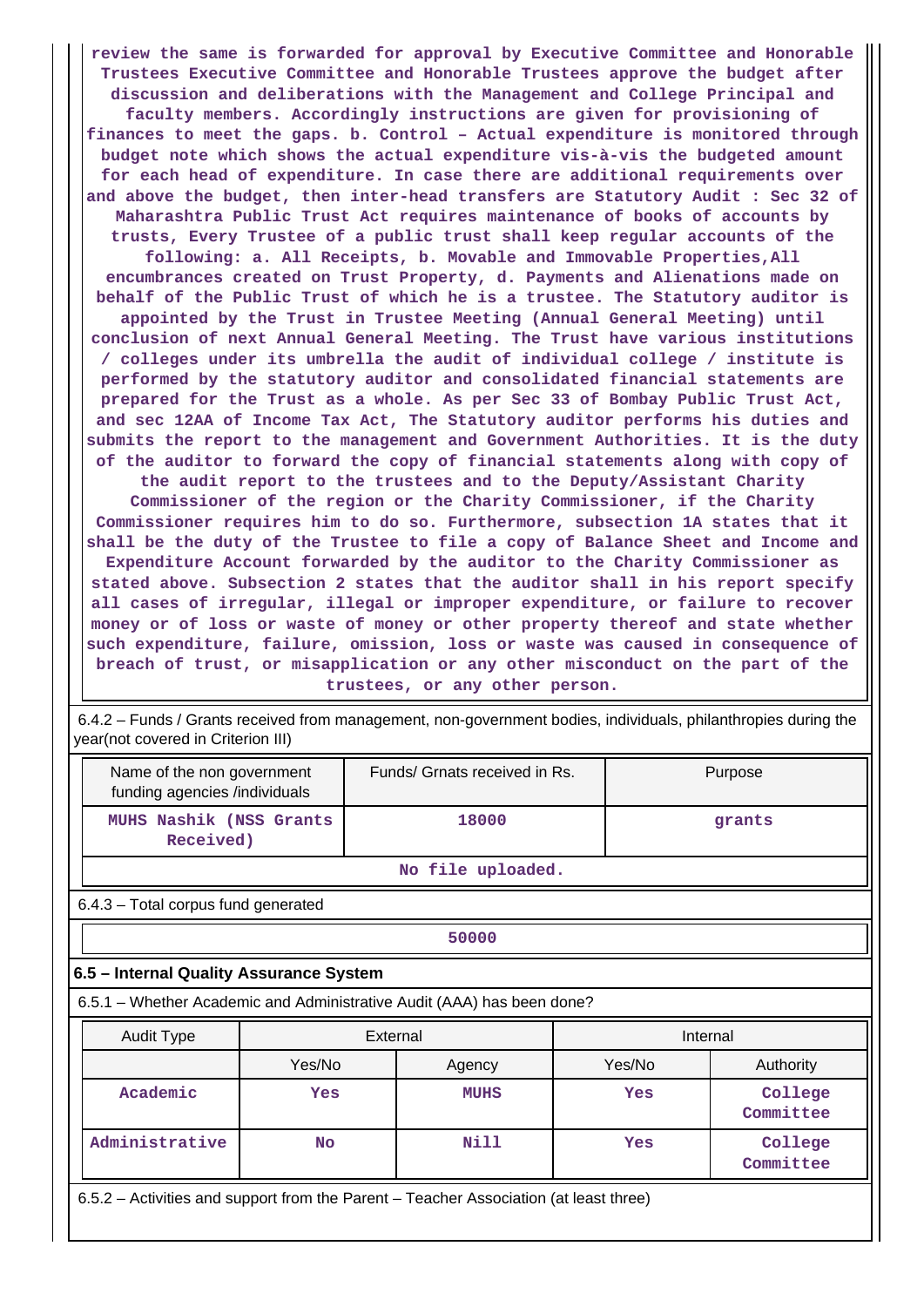review the same is forwarded for approval by Executive Committee and Honorable Trustees Executive Committee and Honorable Trustees approve the budget after discussion and deliberations with the Management and College Principal and faculty members. Accordingly instructions are given for provisioning of finances to meet the gaps. b. Control – Actual expenditure is monitored through budget note which shows the actual expenditure vis-à-vis the budgeted amount for each head of expenditure. In case there are additional requirements over and above the budget, then inter-head transfers are Statutory Audit : Sec 32 of Maharashtra Public Trust Act requires maintenance of books of accounts by trusts, Every Trustee of a public trust shall keep regular accounts of the following: a. All Receipts, b. Movable and Immovable Properties,All encumbrances created on Trust Property, d. Payments and Alienations made on behalf of the Public Trust of which he is a trustee. The Statutory auditor is appointed by the Trust in Trustee Meeting (Annual General Meeting) until conclusion of next Annual General Meeting. The Trust have various institutions / colleges under its umbrella the audit of individual college / institute is performed by the statutory auditor and consolidated financial statements are prepared for the Trust as a whole. As per Sec 33 of Bombay Public Trust Act, and sec 12AA of Income Tax Act, The Statutory auditor performs his duties and submits the report to the management and Government Authorities. It is the duty of the auditor to forward the copy of financial statements along with copy of the audit report to the trustees and to the Deputy/Assistant Charity Commissioner of the region or the Charity Commissioner, if the Charity Commissioner requires him to do so. Furthermore, subsection 1A states that it shall be the duty of the Trustee to file a copy of Balance Sheet and Income and Expenditure Account forwarded by the auditor to the Charity Commissioner as stated above. Subsection 2 states that the auditor shall in his report specify all cases of irregular, illegal or improper expenditure, or failure to recover money or of loss or waste of money or other property thereof and state whether such expenditure, failure, omission, loss or waste was caused in consequence of breach of trust, or misapplication or any other misconduct on the part of the trustees, or any other person.

6.4.2 – Funds / Grants received from management, non-government bodies, individuals, philanthropies during the year(not covered in Criterion III)

| Name of the non government funding agencies /individuals | Funds/ Grnats received in Rs. | Purpose |
|---|---|---|
| MUHS Nashik (NSS Grants Received) | 18000 | grants |
| No file uploaded. | | |

6.4.3 – Total corpus fund generated

| 50000 |
|---|

### 6.5 – Internal Quality Assurance System

6.5.1 – Whether Academic and Administrative Audit (AAA) has been done?

| Audit Type | External | | Internal | |
|---|---|---|---|---|
| | Yes/No | Agency | Yes/No | Authority |
| Academic | Yes | MUHS | Yes | College Committee |
| Administrative | No | Nill | Yes | College Committee |

6.5.2 – Activities and support from the Parent – Teacher Association (at least three)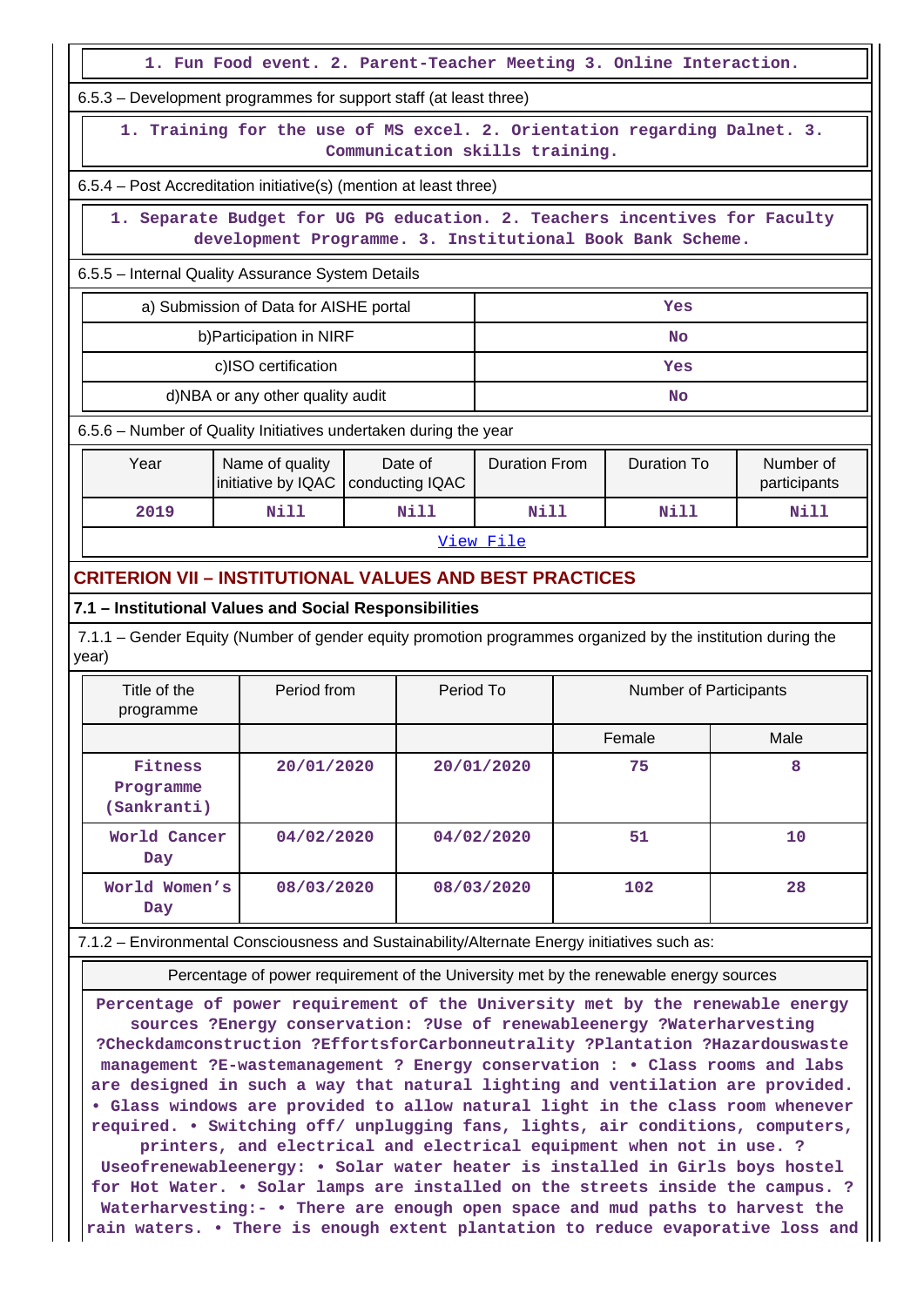1. Fun Food event. 2. Parent-Teacher Meeting 3. Online Interaction.

6.5.3 – Development programmes for support staff (at least three)

1. Training for the use of MS excel. 2. Orientation regarding Dalnet. 3. Communication skills training.

6.5.4 – Post Accreditation initiative(s) (mention at least three)

1. Separate Budget for UG PG education. 2. Teachers incentives for Faculty development Programme. 3. Institutional Book Bank Scheme.

6.5.5 – Internal Quality Assurance System Details

| | |
|---|---|
| a) Submission of Data for AISHE portal | Yes |
| b)Participation in NIRF | No |
| c)ISO certification | Yes |
| d)NBA or any other quality audit | No |

6.5.6 – Number of Quality Initiatives undertaken during the year

| Year | Name of quality initiative by IQAC | Date of conducting IQAC | Duration From | Duration To | Number of participants |
|---|---|---|---|---|---|
| 2019 | Nill | Nill | Nill | Nill | Nill |

View File

## CRITERION VII – INSTITUTIONAL VALUES AND BEST PRACTICES

### 7.1 – Institutional Values and Social Responsibilities

7.1.1 – Gender Equity (Number of gender equity promotion programmes organized by the institution during the year)

| Title of the programme | Period from | Period To | Number of Participants | |
|---|---|---|---|---|
| | | | Female | Male |
| Fitness Programme (Sankranti) | 20/01/2020 | 20/01/2020 | 75 | 8 |
| World Cancer Day | 04/02/2020 | 04/02/2020 | 51 | 10 |
| World Women's Day | 08/03/2020 | 08/03/2020 | 102 | 28 |

7.1.2 – Environmental Consciousness and Sustainability/Alternate Energy initiatives such as:

Percentage of power requirement of the University met by the renewable energy sources

Percentage of power requirement of the University met by the renewable energy sources ?Energy conservation: ?Use of renewableenergy ?Waterharvesting ?Checkdamconstruction ?EffortsforCarbonneutrality ?Plantation ?Hazardouswaste management ?E-wastemanagement ? Energy conservation : • Class rooms and labs are designed in such a way that natural lighting and ventilation are provided. • Glass windows are provided to allow natural light in the class room whenever required. • Switching off/ unplugging fans, lights, air conditions, computers, printers, and electrical and electrical equipment when not in use. ? Useofrenewableenergy: • Solar water heater is installed in Girls boys hostel for Hot Water. • Solar lamps are installed on the streets inside the campus. ? Waterharvesting:- • There are enough open space and mud paths to harvest the rain waters. • There is enough extent plantation to reduce evaporative loss and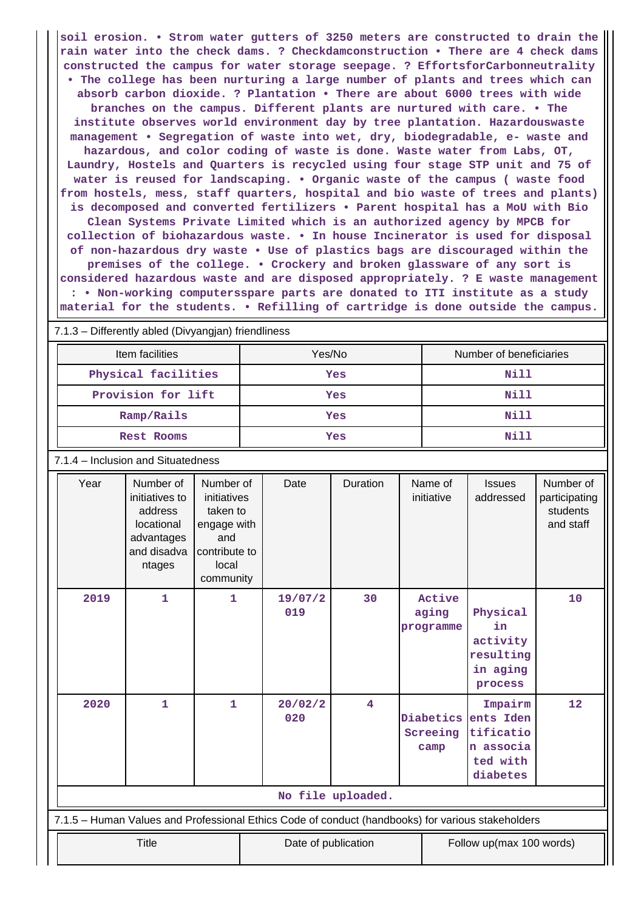soil erosion. • Strom water gutters of 3250 meters are constructed to drain the rain water into the check dams. ? Checkdamconstruction • There are 4 check dams constructed the campus for water storage seepage. ? EffortsforCarbonneutrality • The college has been nurturing a large number of plants and trees which can absorb carbon dioxide. ? Plantation • There are about 6000 trees with wide branches on the campus. Different plants are nurtured with care. • The institute observes world environment day by tree plantation. Hazardouswaste management • Segregation of waste into wet, dry, biodegradable, e- waste and hazardous, and color coding of waste is done. Waste water from Labs, OT, Laundry, Hostels and Quarters is recycled using four stage STP unit and 75 of water is reused for landscaping. • Organic waste of the campus ( waste food from hostels, mess, staff quarters, hospital and bio waste of trees and plants) is decomposed and converted fertilizers • Parent hospital has a MoU with Bio Clean Systems Private Limited which is an authorized agency by MPCB for collection of biohazardous waste. • In house Incinerator is used for disposal of non-hazardous dry waste • Use of plastics bags are discouraged within the premises of the college. • Crockery and broken glassware of any sort is considered hazardous waste and are disposed appropriately. ? E waste management : • Non-working computersspare parts are donated to ITI institute as a study material for the students. • Refilling of cartridge is done outside the campus.

7.1.3 – Differently abled (Divyangjan) friendliness

| Item facilities | Yes/No | Number of beneficiaries |
|---|---|---|
| Physical facilities | Yes | Nill |
| Provision for lift | Yes | Nill |
| Ramp/Rails | Yes | Nill |
| Rest Rooms | Yes | Nill |

7.1.4 – Inclusion and Situatedness

| Year | Number of initiatives to address locational advantages and disadvantages | Number of initiatives taken to engage with and contribute to local community | Date | Duration | Name of initiative | Issues addressed | Number of participating students and staff |
|---|---|---|---|---|---|---|---|
| 2019 | 1 | 1 | 19/07/2019 | 30 | Active aging programme | Physical in activity resulting in aging process | 10 |
| 2020 | 1 | 1 | 20/02/2020 | 4 | Diabetics Screeing camp | Impairments Identification associated with diabetes | 12 |

No file uploaded.

7.1.5 – Human Values and Professional Ethics Code of conduct (handbooks) for various stakeholders

| Title | Date of publication | Follow up(max 100 words) |
|---|---|---|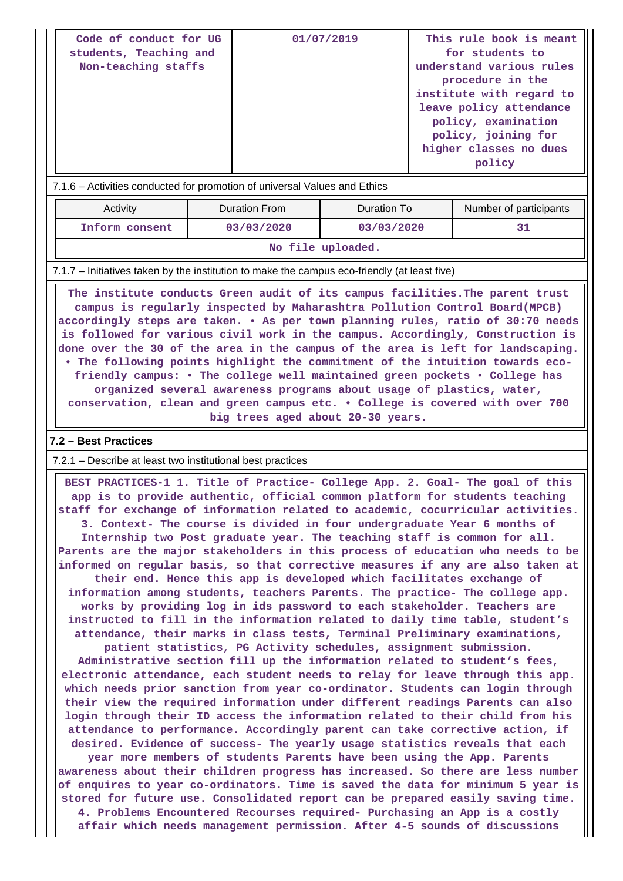| Code of conduct for UG students, Teaching and Non-teaching staffs | 01/07/2019 | This rule book is meant for students to understand various rules procedure in the institute with regard to leave policy attendance policy, examination policy, joining for higher classes no dues policy |
|---|---|---|

7.1.6 – Activities conducted for promotion of universal Values and Ethics

| Activity | Duration From | Duration To | Number of participants |
|---|---|---|---|
| Inform consent | 03/03/2020 | 03/03/2020 | 31 |
| No file uploaded. | | | |

7.1.7 – Initiatives taken by the institution to make the campus eco-friendly (at least five)

The institute conducts Green audit of its campus facilities.The parent trust campus is regularly inspected by Maharashtra Pollution Control Board(MPCB) accordingly steps are taken. • As per town planning rules, ratio of 30:70 needs is followed for various civil work in the campus. Accordingly, Construction is done over the 30 of the area in the campus of the area is left for landscaping. • The following points highlight the commitment of the intuition towards eco-friendly campus: • The college well maintained green pockets • College has organized several awareness programs about usage of plastics, water, conservation, clean and green campus etc. • College is covered with over 700 big trees aged about 20-30 years.

**7.2 – Best Practices**

7.2.1 – Describe at least two institutional best practices

BEST PRACTICES-1 1. Title of Practice- College App. 2. Goal- The goal of this app is to provide authentic, official common platform for students teaching staff for exchange of information related to academic, cocurricular activities. 3. Context- The course is divided in four undergraduate Year 6 months of Internship two Post graduate year. The teaching staff is common for all. Parents are the major stakeholders in this process of education who needs to be informed on regular basis, so that corrective measures if any are also taken at their end. Hence this app is developed which facilitates exchange of information among students, teachers Parents. The practice- The college app. works by providing log in ids password to each stakeholder. Teachers are instructed to fill in the information related to daily time table, student's attendance, their marks in class tests, Terminal Preliminary examinations, patient statistics, PG Activity schedules, assignment submission. Administrative section fill up the information related to student's fees, electronic attendance, each student needs to relay for leave through this app. which needs prior sanction from year co-ordinator. Students can login through their view the required information under different readings Parents can also login through their ID access the information related to their child from his attendance to performance. Accordingly parent can take corrective action, if desired. Evidence of success- The yearly usage statistics reveals that each year more members of students Parents have been using the App. Parents awareness about their children progress has increased. So there are less number of enquires to year co-ordinators. Time is saved the data for minimum 5 year is stored for future use. Consolidated report can be prepared easily saving time. 4. Problems Encountered Recourses required- Purchasing an App is a costly affair which needs management permission. After 4-5 sounds of discussions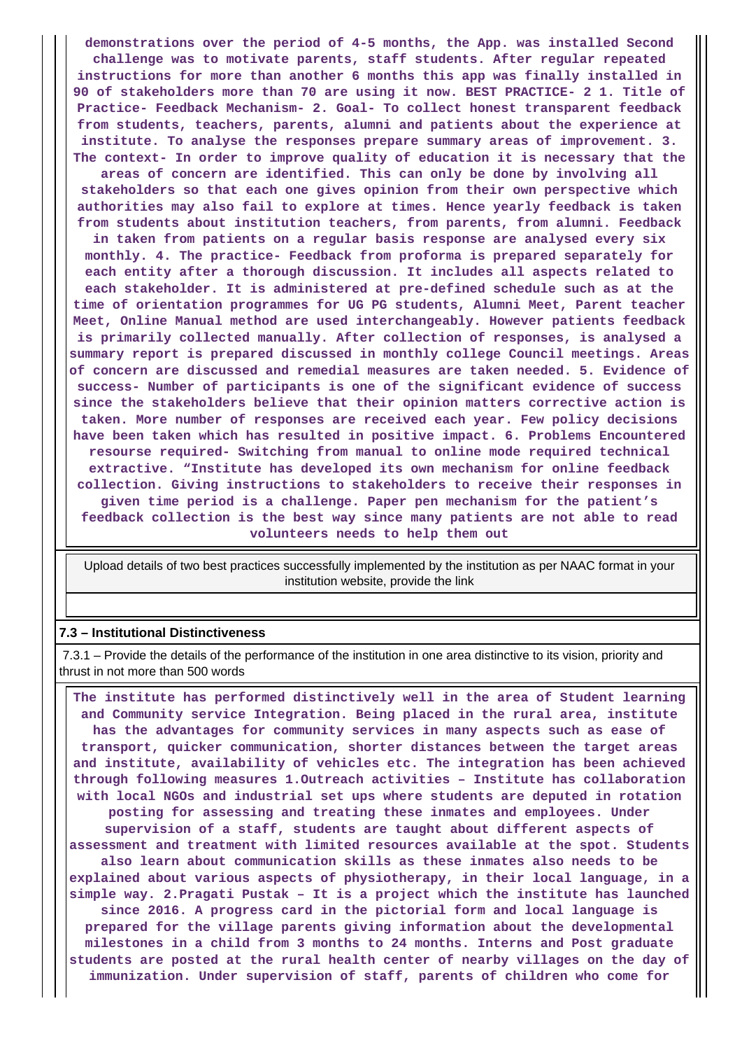**demonstrations over the period of 4-5 months, the App. was installed Second challenge was to motivate parents, staff students. After regular repeated instructions for more than another 6 months this app was finally installed in 90 of stakeholders more than 70 are using it now. BEST PRACTICE- 2 1. Title of Practice- Feedback Mechanism- 2. Goal- To collect honest transparent feedback from students, teachers, parents, alumni and patients about the experience at institute. To analyse the responses prepare summary areas of improvement. 3. The context- In order to improve quality of education it is necessary that the areas of concern are identified. This can only be done by involving all stakeholders so that each one gives opinion from their own perspective which authorities may also fail to explore at times. Hence yearly feedback is taken from students about institution teachers, from parents, from alumni. Feedback in taken from patients on a regular basis response are analysed every six monthly. 4. The practice- Feedback from proforma is prepared separately for each entity after a thorough discussion. It includes all aspects related to each stakeholder. It is administered at pre-defined schedule such as at the time of orientation programmes for UG PG students, Alumni Meet, Parent teacher Meet, Online Manual method are used interchangeably. However patients feedback is primarily collected manually. After collection of responses, is analysed a summary report is prepared discussed in monthly college Council meetings. Areas of concern are discussed and remedial measures are taken needed. 5. Evidence of success- Number of participants is one of the significant evidence of success since the stakeholders believe that their opinion matters corrective action is taken. More number of responses are received each year. Few policy decisions have been taken which has resulted in positive impact. 6. Problems Encountered resourse required- Switching from manual to online mode required technical extractive. "Institute has developed its own mechanism for online feedback collection. Giving instructions to stakeholders to receive their responses in given time period is a challenge. Paper pen mechanism for the patient's feedback collection is the best way since many patients are not able to read volunteers needs to help them out**

| Upload details of two best practices successfully implemented by the institution as per NAAC format in your institution website, provide the link |
|---|
| |

### 7.3 – Institutional Distinctiveness

7.3.1 – Provide the details of the performance of the institution in one area distinctive to its vision, priority and thrust in not more than 500 words

**The institute has performed distinctively well in the area of Student learning and Community service Integration. Being placed in the rural area, institute has the advantages for community services in many aspects such as ease of transport, quicker communication, shorter distances between the target areas and institute, availability of vehicles etc. The integration has been achieved through following measures 1.Outreach activities – Institute has collaboration with local NGOs and industrial set ups where students are deputed in rotation posting for assessing and treating these inmates and employees. Under supervision of a staff, students are taught about different aspects of assessment and treatment with limited resources available at the spot. Students also learn about communication skills as these inmates also needs to be explained about various aspects of physiotherapy, in their local language, in a simple way. 2.Pragati Pustak – It is a project which the institute has launched since 2016. A progress card in the pictorial form and local language is prepared for the village parents giving information about the developmental milestones in a child from 3 months to 24 months. Interns and Post graduate students are posted at the rural health center of nearby villages on the day of immunization. Under supervision of staff, parents of children who come for**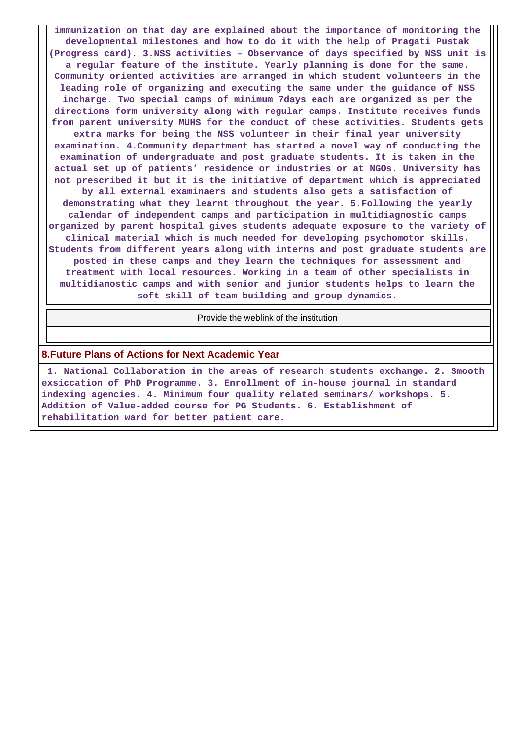**immunization on that day are explained about the importance of monitoring the developmental milestones and how to do it with the help of Pragati Pustak (Progress card). 3.NSS activities – Observance of days specified by NSS unit is a regular feature of the institute. Yearly planning is done for the same. Community oriented activities are arranged in which student volunteers in the leading role of organizing and executing the same under the guidance of NSS incharge. Two special camps of minimum 7days each are organized as per the directions form university along with regular camps. Institute receives funds from parent university MUHS for the conduct of these activities. Students gets extra marks for being the NSS volunteer in their final year university examination. 4.Community department has started a novel way of conducting the examination of undergraduate and post graduate students. It is taken in the actual set up of patients' residence or industries or at NGOs. University has not prescribed it but it is the initiative of department which is appreciated by all external examinaers and students also gets a satisfaction of demonstrating what they learnt throughout the year. 5.Following the yearly calendar of independent camps and participation in multidiagnostic camps organized by parent hospital gives students adequate exposure to the variety of clinical material which is much needed for developing psychomotor skills. Students from different years along with interns and post graduate students are posted in these camps and they learn the techniques for assessment and treatment with local resources. Working in a team of other specialists in multidianostic camps and with senior and junior students helps to learn the soft skill of team building and group dynamics.**

| Provide the weblink of the institution |
|---|
| |

## 8.Future Plans of Actions for Next Academic Year

**1. National Collaboration in the areas of research students exchange. 2. Smooth exsiccation of PhD Programme. 3. Enrollment of in-house journal in standard indexing agencies. 4. Minimum four quality related seminars/ workshops. 5. Addition of Value-added course for PG Students. 6. Establishment of rehabilitation ward for better patient care.**